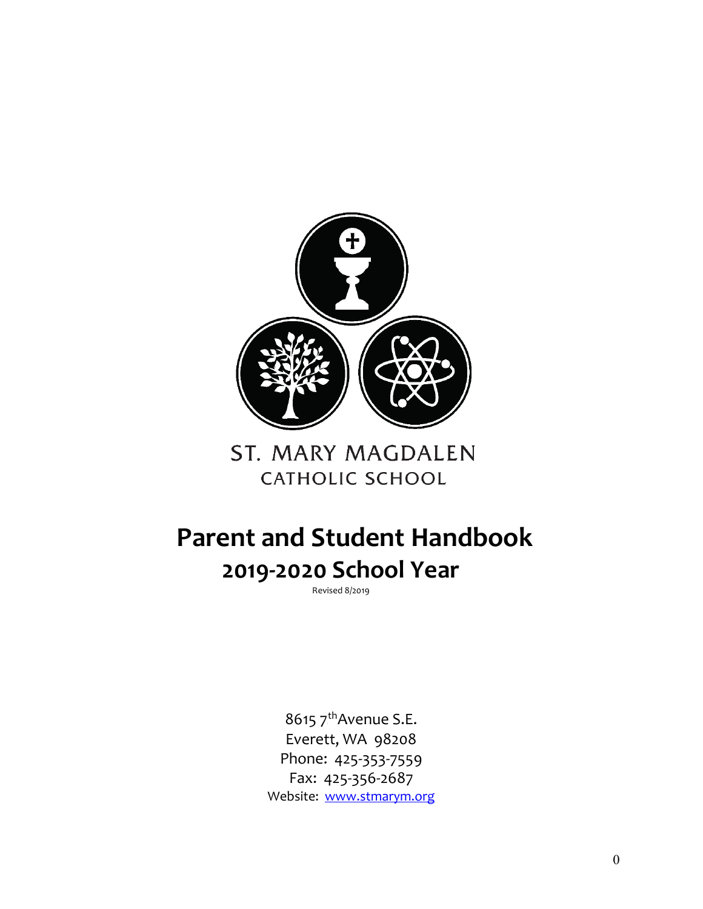ST. MARY MAGDALEN
CATHOLIC SCHOOL

# Parent and Student Handbook
## 2019-2020 School Year

Revised 8/2019

8615 7th Avenue S.E.
Everett, WA 98208
Phone: 425-353-7559
Fax: 425-356-2687
Website: [www.stmarym.org](http://www.stmarym.org)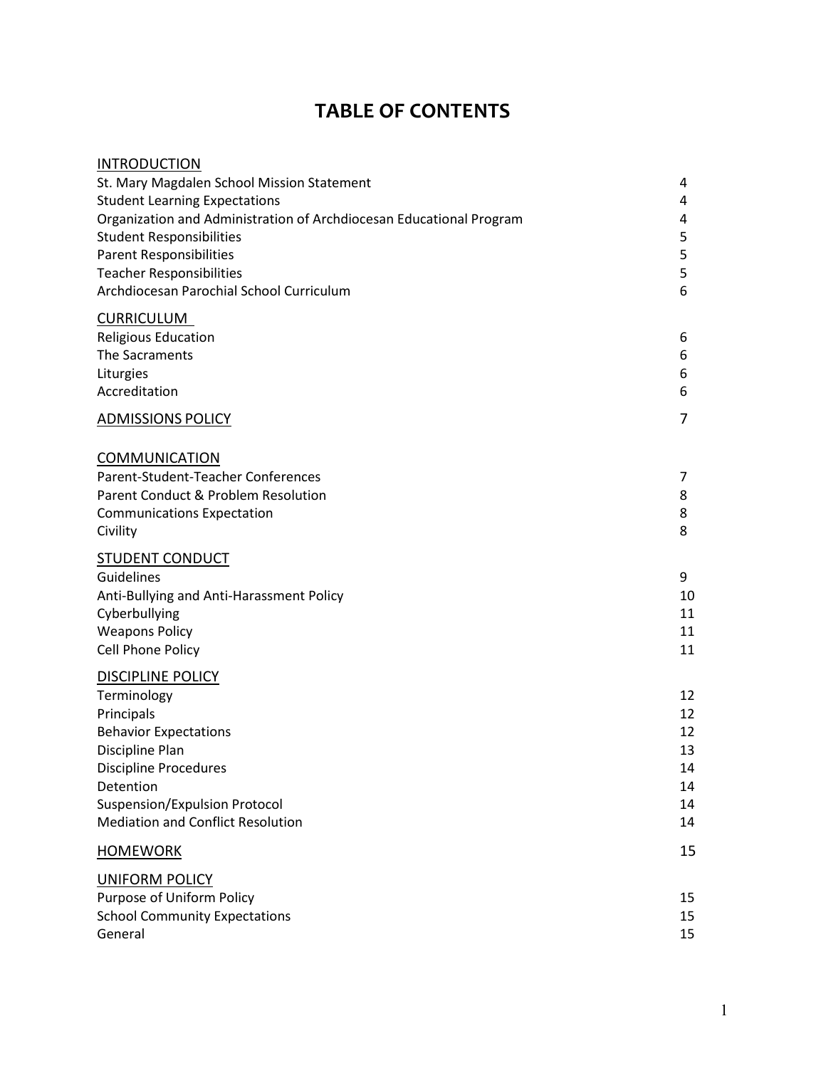# TABLE OF CONTENTS

| | |
|---|---|
| <u>INTRODUCTION</u> | |
| St. Mary Magdalen School Mission Statement | 4 |
| Student Learning Expectations | 4 |
| Organization and Administration of Archdiocesan Educational Program | 4 |
| Student Responsibilities | 5 |
| Parent Responsibilities | 5 |
| Teacher Responsibilities | 5 |
| Archdiocesan Parochial School Curriculum | 6 |
| <u>CURRICULUM</u> | |
| Religious Education | 6 |
| The Sacraments | 6 |
| Liturgies | 6 |
| Accreditation | 6 |
| <u>ADMISSIONS POLICY</u> | 7 |
| <u>COMMUNICATION</u> | |
| Parent-Student-Teacher Conferences | 7 |
| Parent Conduct & Problem Resolution | 8 |
| Communications Expectation | 8 |
| Civility | 8 |
| <u>STUDENT CONDUCT</u> | |
| Guidelines | 9 |
| Anti-Bullying and Anti-Harassment Policy | 10 |
| Cyberbullying | 11 |
| Weapons Policy | 11 |
| Cell Phone Policy | 11 |
| <u>DISCIPLINE POLICY</u> | |
| Terminology | 12 |
| Principals | 12 |
| Behavior Expectations | 12 |
| Discipline Plan | 13 |
| Discipline Procedures | 14 |
| Detention | 14 |
| Suspension/Expulsion Protocol | 14 |
| Mediation and Conflict Resolution | 14 |
| <u>HOMEWORK</u> | 15 |
| <u>UNIFORM POLICY</u> | |
| Purpose of Uniform Policy | 15 |
| School Community Expectations | 15 |
| General | 15 |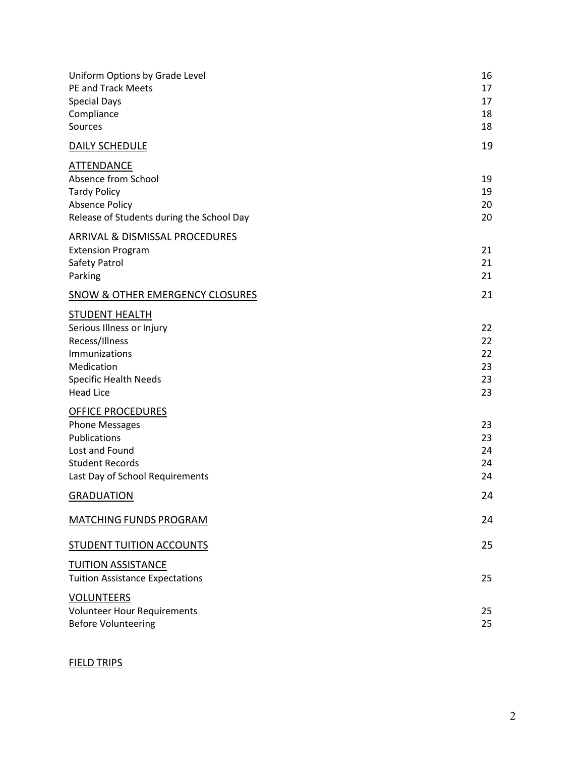| | |
|---|---|
| Uniform Options by Grade Level | 16 |
| PE and Track Meets | 17 |
| Special Days | 17 |
| Compliance | 18 |
| Sources | 18 |
| <u>DAILY SCHEDULE</u> | 19 |
| <u>ATTENDANCE</u> | |
| Absence from School | 19 |
| Tardy Policy | 19 |
| Absence Policy | 20 |
| Release of Students during the School Day | 20 |
| <u>ARRIVAL & DISMISSAL PROCEDURES</u> | |
| Extension Program | 21 |
| Safety Patrol | 21 |
| Parking | 21 |
| <u>SNOW & OTHER EMERGENCY CLOSURES</u> | 21 |
| <u>STUDENT HEALTH</u> | |
| Serious Illness or Injury | 22 |
| Recess/Illness | 22 |
| Immunizations | 22 |
| Medication | 23 |
| Specific Health Needs | 23 |
| Head Lice | 23 |
| <u>OFFICE PROCEDURES</u> | |
| Phone Messages | 23 |
| Publications | 23 |
| Lost and Found | 24 |
| Student Records | 24 |
| Last Day of School Requirements | 24 |
| <u>GRADUATION</u> | 24 |
| <u>MATCHING FUNDS PROGRAM</u> | 24 |
| <u>STUDENT TUITION ACCOUNTS</u> | 25 |
| <u>TUITION ASSISTANCE</u> | |
| Tuition Assistance Expectations | 25 |
| <u>VOLUNTEERS</u> | |
| Volunteer Hour Requirements | 25 |
| Before Volunteering | 25 |
| <u>FIELD TRIPS</u> | |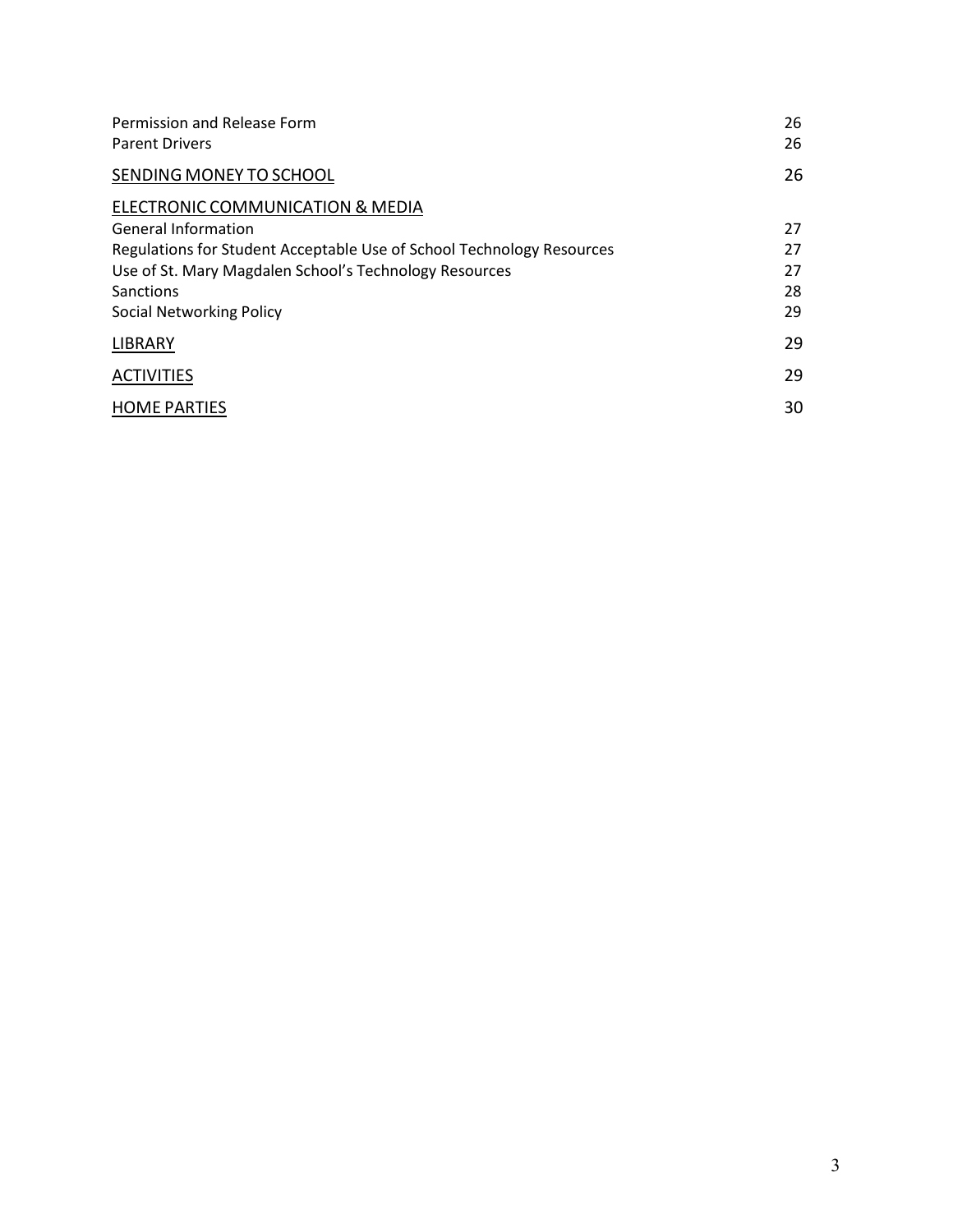| | |
|---|---|
| Permission and Release Form | 26 |
| Parent Drivers | 26 |
| <u>SENDING MONEY TO SCHOOL</u> | 26 |
| <u>ELECTRONIC COMMUNICATION & MEDIA</u> | |
| General Information | 27 |
| Regulations for Student Acceptable Use of School Technology Resources | 27 |
| Use of St. Mary Magdalen School's Technology Resources | 27 |
| Sanctions | 28 |
| Social Networking Policy | 29 |
| <u>LIBRARY</u> | 29 |
| <u>ACTIVITIES</u> | 29 |
| <u>HOME PARTIES</u> | 30 |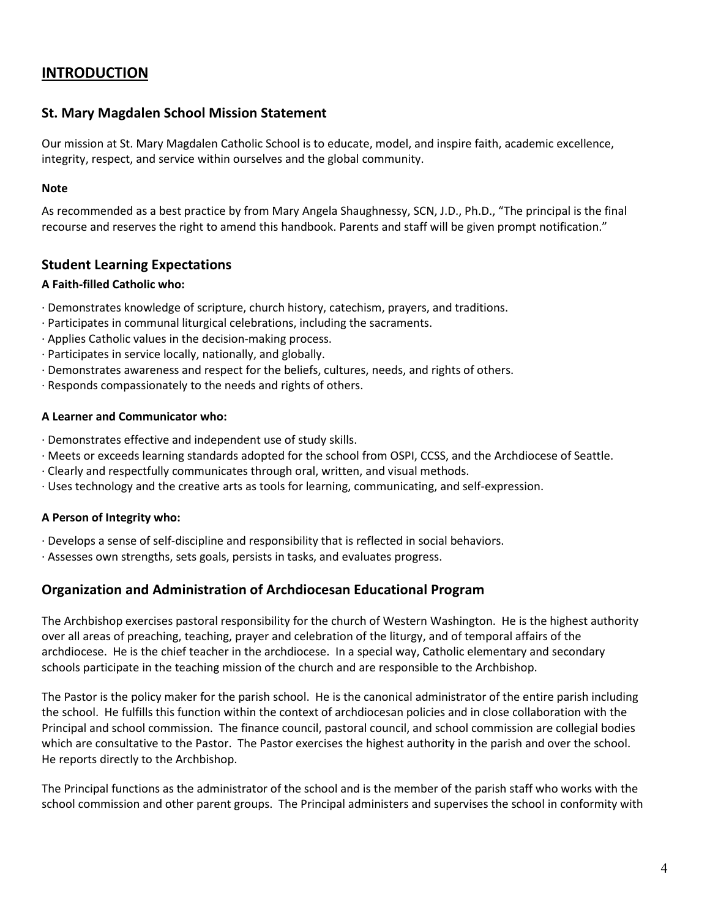# INTRODUCTION

## St. Mary Magdalen School Mission Statement

Our mission at St. Mary Magdalen Catholic School is to educate, model, and inspire faith, academic excellence, integrity, respect, and service within ourselves and the global community.

**Note**

As recommended as a best practice by from Mary Angela Shaughnessy, SCN, J.D., Ph.D., "The principal is the final recourse and reserves the right to amend this handbook. Parents and staff will be given prompt notification."

## Student Learning Expectations

**A Faith-filled Catholic who:**

· Demonstrates knowledge of scripture, church history, catechism, prayers, and traditions.
· Participates in communal liturgical celebrations, including the sacraments.
· Applies Catholic values in the decision-making process.
· Participates in service locally, nationally, and globally.
· Demonstrates awareness and respect for the beliefs, cultures, needs, and rights of others.
· Responds compassionately to the needs and rights of others.

**A Learner and Communicator who:**

· Demonstrates effective and independent use of study skills.
· Meets or exceeds learning standards adopted for the school from OSPI, CCSS, and the Archdiocese of Seattle.
· Clearly and respectfully communicates through oral, written, and visual methods.
· Uses technology and the creative arts as tools for learning, communicating, and self-expression.

**A Person of Integrity who:**

· Develops a sense of self-discipline and responsibility that is reflected in social behaviors.
· Assesses own strengths, sets goals, persists in tasks, and evaluates progress.

## Organization and Administration of Archdiocesan Educational Program

The Archbishop exercises pastoral responsibility for the church of Western Washington. He is the highest authority over all areas of preaching, teaching, prayer and celebration of the liturgy, and of temporal affairs of the archdiocese. He is the chief teacher in the archdiocese. In a special way, Catholic elementary and secondary schools participate in the teaching mission of the church and are responsible to the Archbishop.

The Pastor is the policy maker for the parish school. He is the canonical administrator of the entire parish including the school. He fulfills this function within the context of archdiocesan policies and in close collaboration with the Principal and school commission. The finance council, pastoral council, and school commission are collegial bodies which are consultative to the Pastor. The Pastor exercises the highest authority in the parish and over the school. He reports directly to the Archbishop.

The Principal functions as the administrator of the school and is the member of the parish staff who works with the school commission and other parent groups. The Principal administers and supervises the school in conformity with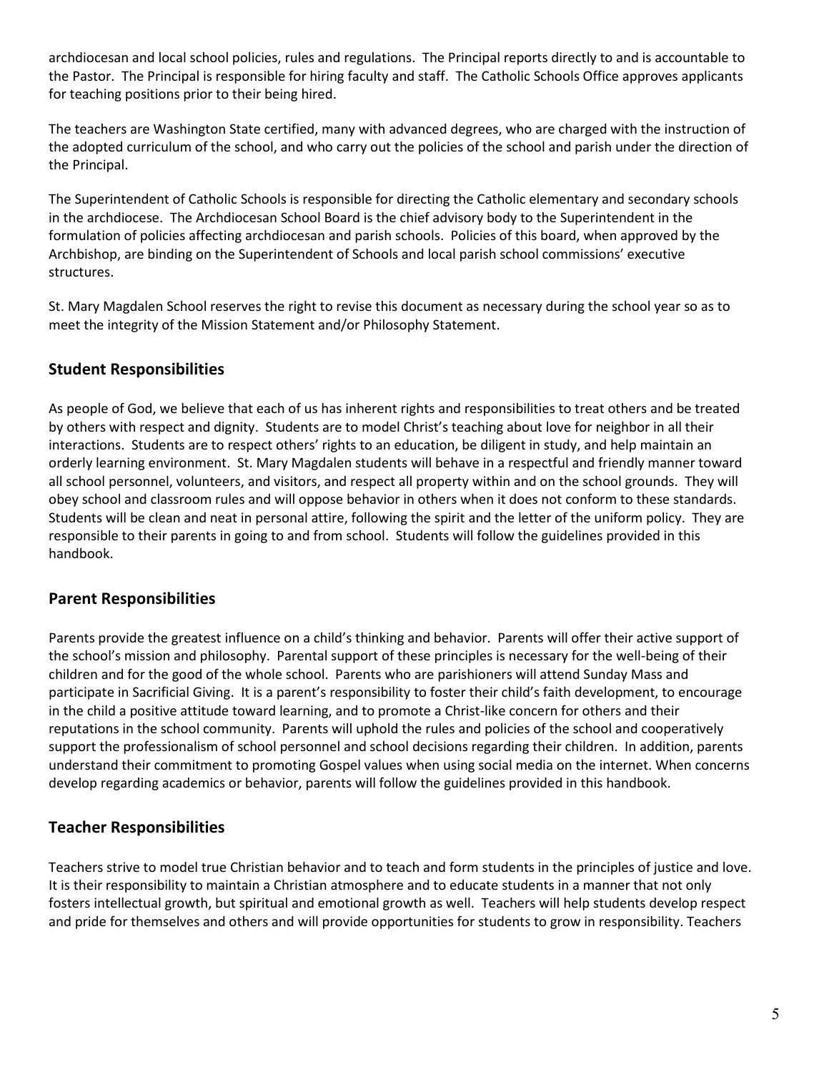archdiocesan and local school policies, rules and regulations. The Principal reports directly to and is accountable to the Pastor. The Principal is responsible for hiring faculty and staff. The Catholic Schools Office approves applicants for teaching positions prior to their being hired.

The teachers are Washington State certified, many with advanced degrees, who are charged with the instruction of the adopted curriculum of the school, and who carry out the policies of the school and parish under the direction of the Principal.

The Superintendent of Catholic Schools is responsible for directing the Catholic elementary and secondary schools in the archdiocese. The Archdiocesan School Board is the chief advisory body to the Superintendent in the formulation of policies affecting archdiocesan and parish schools. Policies of this board, when approved by the Archbishop, are binding on the Superintendent of Schools and local parish school commissions' executive structures.

St. Mary Magdalen School reserves the right to revise this document as necessary during the school year so as to meet the integrity of the Mission Statement and/or Philosophy Statement.

## Student Responsibilities

As people of God, we believe that each of us has inherent rights and responsibilities to treat others and be treated by others with respect and dignity. Students are to model Christ's teaching about love for neighbor in all their interactions. Students are to respect others' rights to an education, be diligent in study, and help maintain an orderly learning environment. St. Mary Magdalen students will behave in a respectful and friendly manner toward all school personnel, volunteers, and visitors, and respect all property within and on the school grounds. They will obey school and classroom rules and will oppose behavior in others when it does not conform to these standards. Students will be clean and neat in personal attire, following the spirit and the letter of the uniform policy. They are responsible to their parents in going to and from school. Students will follow the guidelines provided in this handbook.

## Parent Responsibilities

Parents provide the greatest influence on a child's thinking and behavior. Parents will offer their active support of the school's mission and philosophy. Parental support of these principles is necessary for the well-being of their children and for the good of the whole school. Parents who are parishioners will attend Sunday Mass and participate in Sacrificial Giving. It is a parent's responsibility to foster their child's faith development, to encourage in the child a positive attitude toward learning, and to promote a Christ-like concern for others and their reputations in the school community. Parents will uphold the rules and policies of the school and cooperatively support the professionalism of school personnel and school decisions regarding their children. In addition, parents understand their commitment to promoting Gospel values when using social media on the internet. When concerns develop regarding academics or behavior, parents will follow the guidelines provided in this handbook.

## Teacher Responsibilities

Teachers strive to model true Christian behavior and to teach and form students in the principles of justice and love. It is their responsibility to maintain a Christian atmosphere and to educate students in a manner that not only fosters intellectual growth, but spiritual and emotional growth as well. Teachers will help students develop respect and pride for themselves and others and will provide opportunities for students to grow in responsibility. Teachers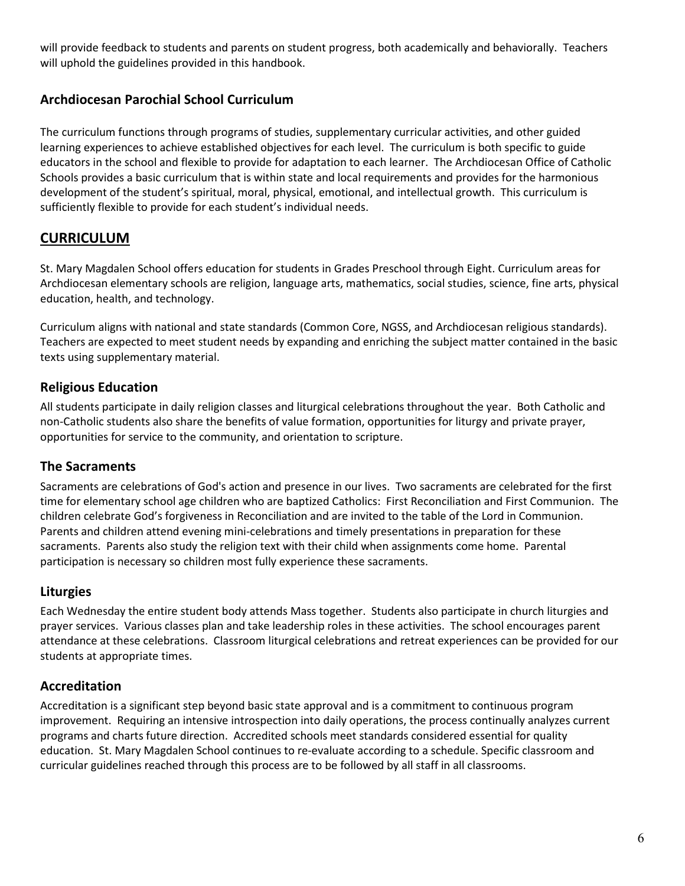will provide feedback to students and parents on student progress, both academically and behaviorally. Teachers will uphold the guidelines provided in this handbook.

### Archdiocesan Parochial School Curriculum

The curriculum functions through programs of studies, supplementary curricular activities, and other guided learning experiences to achieve established objectives for each level. The curriculum is both specific to guide educators in the school and flexible to provide for adaptation to each learner. The Archdiocesan Office of Catholic Schools provides a basic curriculum that is within state and local requirements and provides for the harmonious development of the student's spiritual, moral, physical, emotional, and intellectual growth. This curriculum is sufficiently flexible to provide for each student's individual needs.

## CURRICULUM

St. Mary Magdalen School offers education for students in Grades Preschool through Eight. Curriculum areas for Archdiocesan elementary schools are religion, language arts, mathematics, social studies, science, fine arts, physical education, health, and technology.

Curriculum aligns with national and state standards (Common Core, NGSS, and Archdiocesan religious standards). Teachers are expected to meet student needs by expanding and enriching the subject matter contained in the basic texts using supplementary material.

### Religious Education

All students participate in daily religion classes and liturgical celebrations throughout the year. Both Catholic and non-Catholic students also share the benefits of value formation, opportunities for liturgy and private prayer, opportunities for service to the community, and orientation to scripture.

### The Sacraments

Sacraments are celebrations of God's action and presence in our lives. Two sacraments are celebrated for the first time for elementary school age children who are baptized Catholics: First Reconciliation and First Communion. The children celebrate God's forgiveness in Reconciliation and are invited to the table of the Lord in Communion. Parents and children attend evening mini-celebrations and timely presentations in preparation for these sacraments. Parents also study the religion text with their child when assignments come home. Parental participation is necessary so children most fully experience these sacraments.

### Liturgies

Each Wednesday the entire student body attends Mass together. Students also participate in church liturgies and prayer services. Various classes plan and take leadership roles in these activities. The school encourages parent attendance at these celebrations. Classroom liturgical celebrations and retreat experiences can be provided for our students at appropriate times.

### Accreditation

Accreditation is a significant step beyond basic state approval and is a commitment to continuous program improvement. Requiring an intensive introspection into daily operations, the process continually analyzes current programs and charts future direction. Accredited schools meet standards considered essential for quality education. St. Mary Magdalen School continues to re-evaluate according to a schedule. Specific classroom and curricular guidelines reached through this process are to be followed by all staff in all classrooms.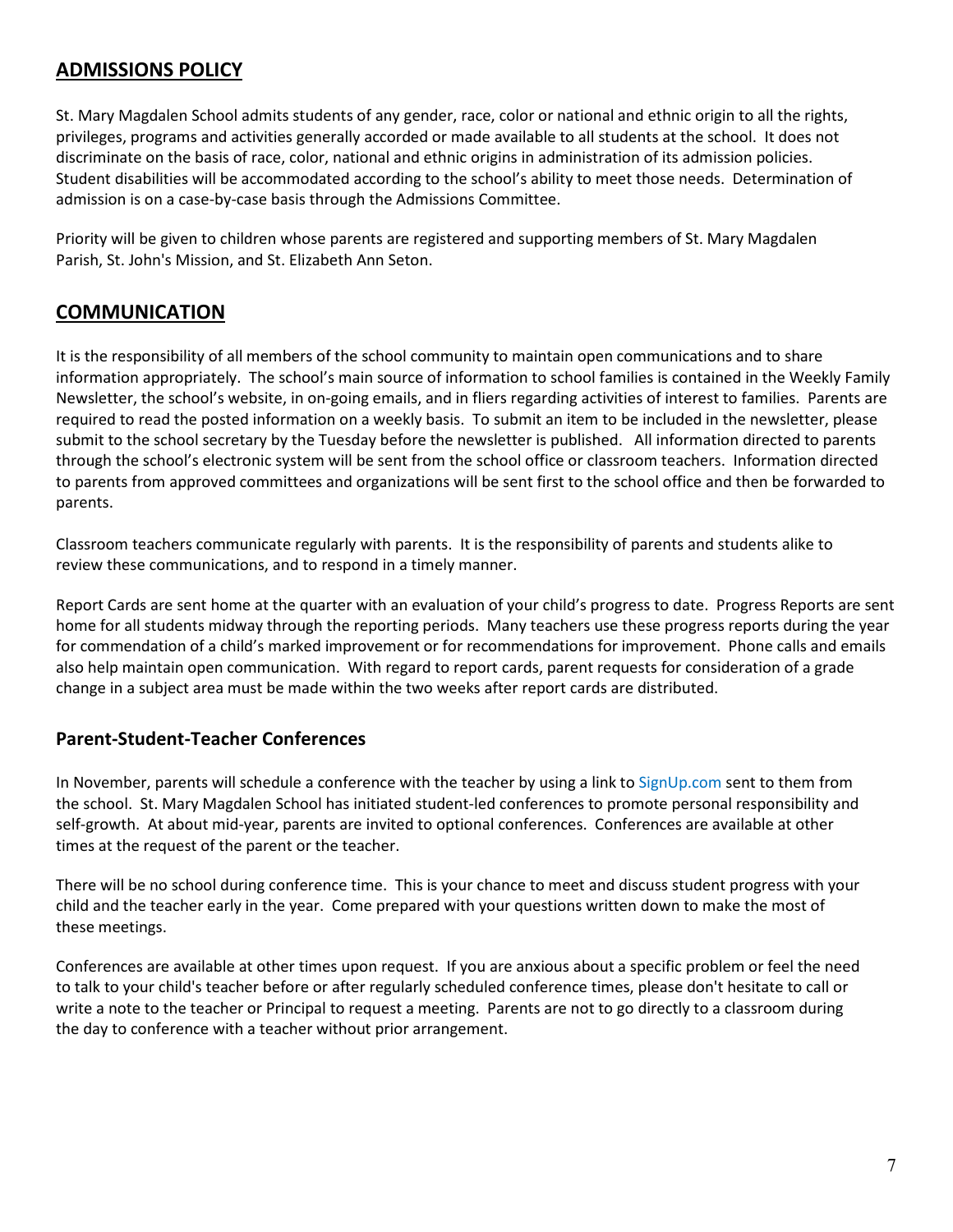## ADMISSIONS POLICY

St. Mary Magdalen School admits students of any gender, race, color or national and ethnic origin to all the rights, privileges, programs and activities generally accorded or made available to all students at the school. It does not discriminate on the basis of race, color, national and ethnic origins in administration of its admission policies. Student disabilities will be accommodated according to the school's ability to meet those needs. Determination of admission is on a case-by-case basis through the Admissions Committee.

Priority will be given to children whose parents are registered and supporting members of St. Mary Magdalen Parish, St. John's Mission, and St. Elizabeth Ann Seton.

## COMMUNICATION

It is the responsibility of all members of the school community to maintain open communications and to share information appropriately. The school's main source of information to school families is contained in the Weekly Family Newsletter, the school's website, in on-going emails, and in fliers regarding activities of interest to families. Parents are required to read the posted information on a weekly basis. To submit an item to be included in the newsletter, please submit to the school secretary by the Tuesday before the newsletter is published. All information directed to parents through the school's electronic system will be sent from the school office or classroom teachers. Information directed to parents from approved committees and organizations will be sent first to the school office and then be forwarded to parents.

Classroom teachers communicate regularly with parents. It is the responsibility of parents and students alike to review these communications, and to respond in a timely manner.

Report Cards are sent home at the quarter with an evaluation of your child's progress to date. Progress Reports are sent home for all students midway through the reporting periods. Many teachers use these progress reports during the year for commendation of a child's marked improvement or for recommendations for improvement. Phone calls and emails also help maintain open communication. With regard to report cards, parent requests for consideration of a grade change in a subject area must be made within the two weeks after report cards are distributed.

### Parent-Student-Teacher Conferences

In November, parents will schedule a conference with the teacher by using a link to SignUp.com sent to them from the school. St. Mary Magdalen School has initiated student-led conferences to promote personal responsibility and self-growth. At about mid-year, parents are invited to optional conferences. Conferences are available at other times at the request of the parent or the teacher.

There will be no school during conference time. This is your chance to meet and discuss student progress with your child and the teacher early in the year. Come prepared with your questions written down to make the most of these meetings.

Conferences are available at other times upon request. If you are anxious about a specific problem or feel the need to talk to your child's teacher before or after regularly scheduled conference times, please don't hesitate to call or write a note to the teacher or Principal to request a meeting. Parents are not to go directly to a classroom during the day to conference with a teacher without prior arrangement.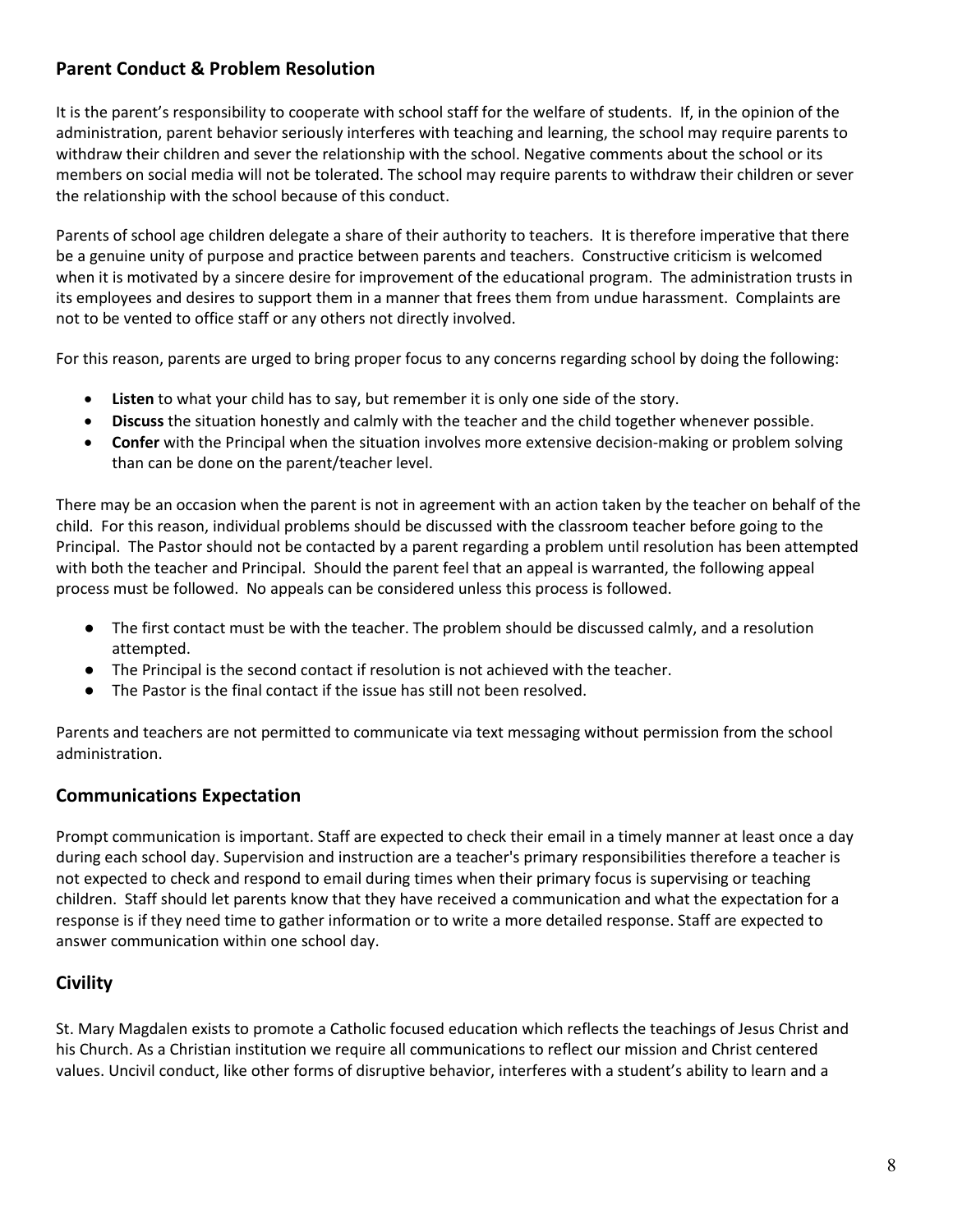## Parent Conduct & Problem Resolution

It is the parent's responsibility to cooperate with school staff for the welfare of students. If, in the opinion of the administration, parent behavior seriously interferes with teaching and learning, the school may require parents to withdraw their children and sever the relationship with the school. Negative comments about the school or its members on social media will not be tolerated. The school may require parents to withdraw their children or sever the relationship with the school because of this conduct.

Parents of school age children delegate a share of their authority to teachers. It is therefore imperative that there be a genuine unity of purpose and practice between parents and teachers. Constructive criticism is welcomed when it is motivated by a sincere desire for improvement of the educational program. The administration trusts in its employees and desires to support them in a manner that frees them from undue harassment. Complaints are not to be vented to office staff or any others not directly involved.

For this reason, parents are urged to bring proper focus to any concerns regarding school by doing the following:

- **Listen** to what your child has to say, but remember it is only one side of the story.
- **Discuss** the situation honestly and calmly with the teacher and the child together whenever possible.
- **Confer** with the Principal when the situation involves more extensive decision-making or problem solving than can be done on the parent/teacher level.

There may be an occasion when the parent is not in agreement with an action taken by the teacher on behalf of the child. For this reason, individual problems should be discussed with the classroom teacher before going to the Principal. The Pastor should not be contacted by a parent regarding a problem until resolution has been attempted with both the teacher and Principal. Should the parent feel that an appeal is warranted, the following appeal process must be followed. No appeals can be considered unless this process is followed.

- The first contact must be with the teacher. The problem should be discussed calmly, and a resolution attempted.
- The Principal is the second contact if resolution is not achieved with the teacher.
- The Pastor is the final contact if the issue has still not been resolved.

Parents and teachers are not permitted to communicate via text messaging without permission from the school administration.

## Communications Expectation

Prompt communication is important. Staff are expected to check their email in a timely manner at least once a day during each school day. Supervision and instruction are a teacher's primary responsibilities therefore a teacher is not expected to check and respond to email during times when their primary focus is supervising or teaching children. Staff should let parents know that they have received a communication and what the expectation for a response is if they need time to gather information or to write a more detailed response. Staff are expected to answer communication within one school day.

## Civility

St. Mary Magdalen exists to promote a Catholic focused education which reflects the teachings of Jesus Christ and his Church. As a Christian institution we require all communications to reflect our mission and Christ centered values. Uncivil conduct, like other forms of disruptive behavior, interferes with a student's ability to learn and a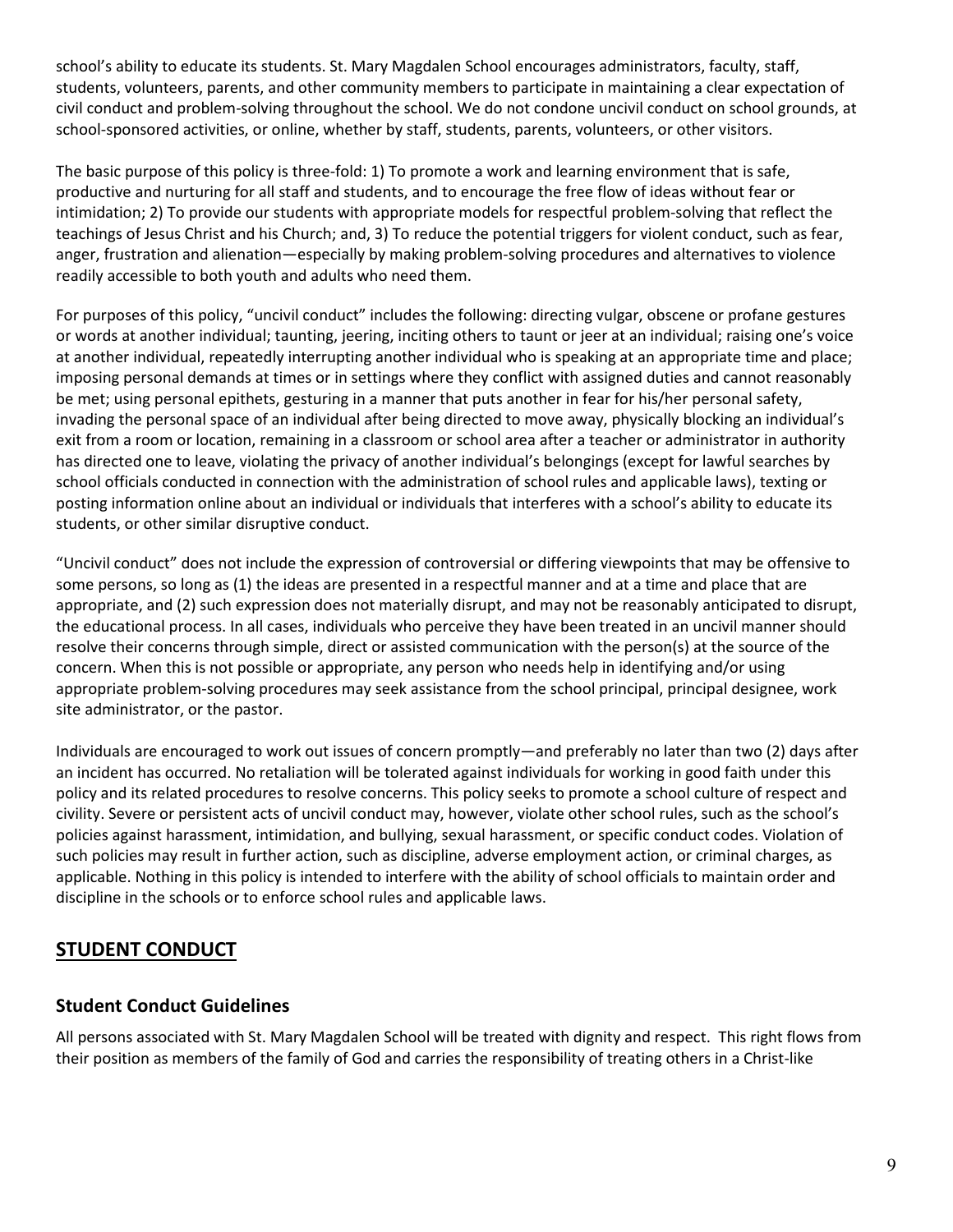school's ability to educate its students. St. Mary Magdalen School encourages administrators, faculty, staff, students, volunteers, parents, and other community members to participate in maintaining a clear expectation of civil conduct and problem-solving throughout the school. We do not condone uncivil conduct on school grounds, at school-sponsored activities, or online, whether by staff, students, parents, volunteers, or other visitors.

The basic purpose of this policy is three-fold: 1) To promote a work and learning environment that is safe, productive and nurturing for all staff and students, and to encourage the free flow of ideas without fear or intimidation; 2) To provide our students with appropriate models for respectful problem-solving that reflect the teachings of Jesus Christ and his Church; and, 3) To reduce the potential triggers for violent conduct, such as fear, anger, frustration and alienation—especially by making problem-solving procedures and alternatives to violence readily accessible to both youth and adults who need them.

For purposes of this policy, "uncivil conduct" includes the following: directing vulgar, obscene or profane gestures or words at another individual; taunting, jeering, inciting others to taunt or jeer at an individual; raising one's voice at another individual, repeatedly interrupting another individual who is speaking at an appropriate time and place; imposing personal demands at times or in settings where they conflict with assigned duties and cannot reasonably be met; using personal epithets, gesturing in a manner that puts another in fear for his/her personal safety, invading the personal space of an individual after being directed to move away, physically blocking an individual's exit from a room or location, remaining in a classroom or school area after a teacher or administrator in authority has directed one to leave, violating the privacy of another individual's belongings (except for lawful searches by school officials conducted in connection with the administration of school rules and applicable laws), texting or posting information online about an individual or individuals that interferes with a school's ability to educate its students, or other similar disruptive conduct.

"Uncivil conduct" does not include the expression of controversial or differing viewpoints that may be offensive to some persons, so long as (1) the ideas are presented in a respectful manner and at a time and place that are appropriate, and (2) such expression does not materially disrupt, and may not be reasonably anticipated to disrupt, the educational process. In all cases, individuals who perceive they have been treated in an uncivil manner should resolve their concerns through simple, direct or assisted communication with the person(s) at the source of the concern. When this is not possible or appropriate, any person who needs help in identifying and/or using appropriate problem-solving procedures may seek assistance from the school principal, principal designee, work site administrator, or the pastor.

Individuals are encouraged to work out issues of concern promptly—and preferably no later than two (2) days after an incident has occurred. No retaliation will be tolerated against individuals for working in good faith under this policy and its related procedures to resolve concerns. This policy seeks to promote a school culture of respect and civility. Severe or persistent acts of uncivil conduct may, however, violate other school rules, such as the school's policies against harassment, intimidation, and bullying, sexual harassment, or specific conduct codes. Violation of such policies may result in further action, such as discipline, adverse employment action, or criminal charges, as applicable. Nothing in this policy is intended to interfere with the ability of school officials to maintain order and discipline in the schools or to enforce school rules and applicable laws.

## STUDENT CONDUCT

### Student Conduct Guidelines

All persons associated with St. Mary Magdalen School will be treated with dignity and respect. This right flows from their position as members of the family of God and carries the responsibility of treating others in a Christ-like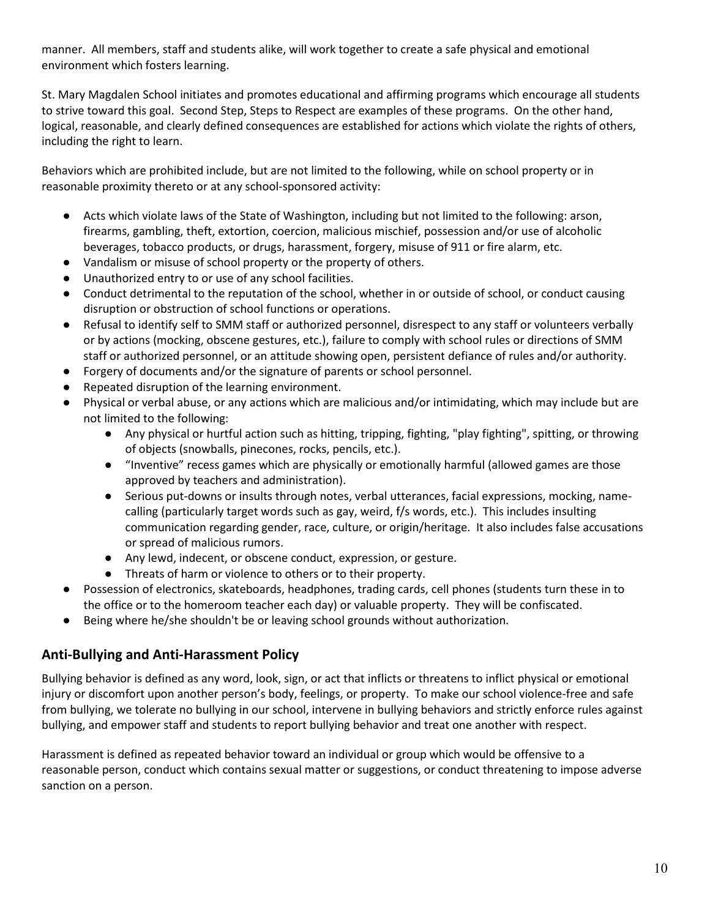manner. All members, staff and students alike, will work together to create a safe physical and emotional environment which fosters learning.

St. Mary Magdalen School initiates and promotes educational and affirming programs which encourage all students to strive toward this goal. Second Step, Steps to Respect are examples of these programs. On the other hand, logical, reasonable, and clearly defined consequences are established for actions which violate the rights of others, including the right to learn.

Behaviors which are prohibited include, but are not limited to the following, while on school property or in reasonable proximity thereto or at any school-sponsored activity:

- Acts which violate laws of the State of Washington, including but not limited to the following: arson, firearms, gambling, theft, extortion, coercion, malicious mischief, possession and/or use of alcoholic beverages, tobacco products, or drugs, harassment, forgery, misuse of 911 or fire alarm, etc.
- Vandalism or misuse of school property or the property of others.
- Unauthorized entry to or use of any school facilities.
- Conduct detrimental to the reputation of the school, whether in or outside of school, or conduct causing disruption or obstruction of school functions or operations.
- Refusal to identify self to SMM staff or authorized personnel, disrespect to any staff or volunteers verbally or by actions (mocking, obscene gestures, etc.), failure to comply with school rules or directions of SMM staff or authorized personnel, or an attitude showing open, persistent defiance of rules and/or authority.
- Forgery of documents and/or the signature of parents or school personnel.
- Repeated disruption of the learning environment.
- Physical or verbal abuse, or any actions which are malicious and/or intimidating, which may include but are not limited to the following:
    - Any physical or hurtful action such as hitting, tripping, fighting, "play fighting", spitting, or throwing of objects (snowballs, pinecones, rocks, pencils, etc.).
    - "Inventive" recess games which are physically or emotionally harmful (allowed games are those approved by teachers and administration).
    - Serious put-downs or insults through notes, verbal utterances, facial expressions, mocking, name-calling (particularly target words such as gay, weird, f/s words, etc.). This includes insulting communication regarding gender, race, culture, or origin/heritage. It also includes false accusations or spread of malicious rumors.
    - Any lewd, indecent, or obscene conduct, expression, or gesture.
    - Threats of harm or violence to others or to their property.
- Possession of electronics, skateboards, headphones, trading cards, cell phones (students turn these in to the office or to the homeroom teacher each day) or valuable property. They will be confiscated.
- Being where he/she shouldn't be or leaving school grounds without authorization.

## Anti-Bullying and Anti-Harassment Policy

Bullying behavior is defined as any word, look, sign, or act that inflicts or threatens to inflict physical or emotional injury or discomfort upon another person's body, feelings, or property. To make our school violence-free and safe from bullying, we tolerate no bullying in our school, intervene in bullying behaviors and strictly enforce rules against bullying, and empower staff and students to report bullying behavior and treat one another with respect.

Harassment is defined as repeated behavior toward an individual or group which would be offensive to a reasonable person, conduct which contains sexual matter or suggestions, or conduct threatening to impose adverse sanction on a person.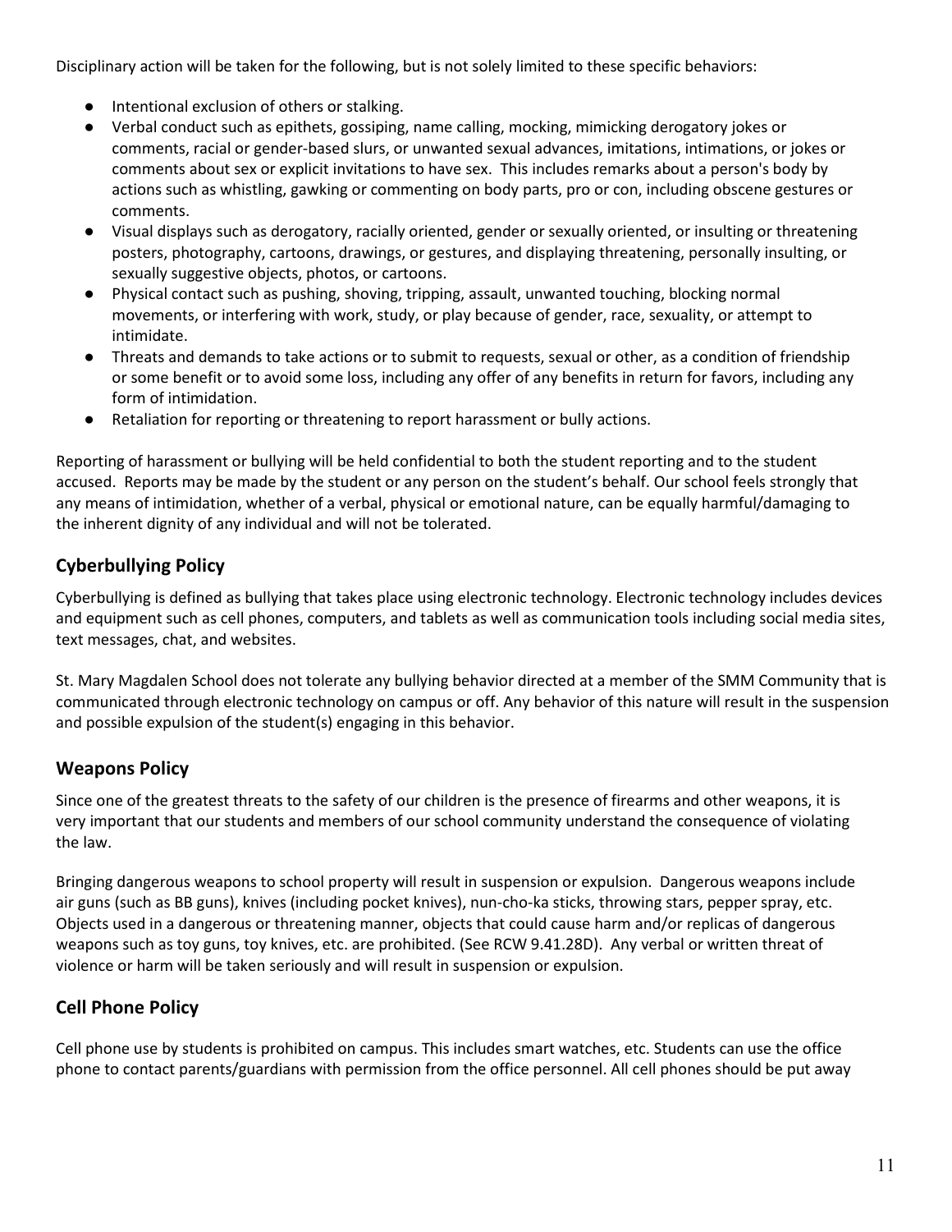Disciplinary action will be taken for the following, but is not solely limited to these specific behaviors:

- Intentional exclusion of others or stalking.
- Verbal conduct such as epithets, gossiping, name calling, mocking, mimicking derogatory jokes or comments, racial or gender-based slurs, or unwanted sexual advances, imitations, intimations, or jokes or comments about sex or explicit invitations to have sex. This includes remarks about a person's body by actions such as whistling, gawking or commenting on body parts, pro or con, including obscene gestures or comments.
- Visual displays such as derogatory, racially oriented, gender or sexually oriented, or insulting or threatening posters, photography, cartoons, drawings, or gestures, and displaying threatening, personally insulting, or sexually suggestive objects, photos, or cartoons.
- Physical contact such as pushing, shoving, tripping, assault, unwanted touching, blocking normal movements, or interfering with work, study, or play because of gender, race, sexuality, or attempt to intimidate.
- Threats and demands to take actions or to submit to requests, sexual or other, as a condition of friendship or some benefit or to avoid some loss, including any offer of any benefits in return for favors, including any form of intimidation.
- Retaliation for reporting or threatening to report harassment or bully actions.

Reporting of harassment or bullying will be held confidential to both the student reporting and to the student accused. Reports may be made by the student or any person on the student's behalf. Our school feels strongly that any means of intimidation, whether of a verbal, physical or emotional nature, can be equally harmful/damaging to the inherent dignity of any individual and will not be tolerated.

## Cyberbullying Policy

Cyberbullying is defined as bullying that takes place using electronic technology. Electronic technology includes devices and equipment such as cell phones, computers, and tablets as well as communication tools including social media sites, text messages, chat, and websites.

St. Mary Magdalen School does not tolerate any bullying behavior directed at a member of the SMM Community that is communicated through electronic technology on campus or off. Any behavior of this nature will result in the suspension and possible expulsion of the student(s) engaging in this behavior.

## Weapons Policy

Since one of the greatest threats to the safety of our children is the presence of firearms and other weapons, it is very important that our students and members of our school community understand the consequence of violating the law.

Bringing dangerous weapons to school property will result in suspension or expulsion. Dangerous weapons include air guns (such as BB guns), knives (including pocket knives), nun-cho-ka sticks, throwing stars, pepper spray, etc. Objects used in a dangerous or threatening manner, objects that could cause harm and/or replicas of dangerous weapons such as toy guns, toy knives, etc. are prohibited. (See RCW 9.41.28D). Any verbal or written threat of violence or harm will be taken seriously and will result in suspension or expulsion.

## Cell Phone Policy

Cell phone use by students is prohibited on campus. This includes smart watches, etc. Students can use the office phone to contact parents/guardians with permission from the office personnel. All cell phones should be put away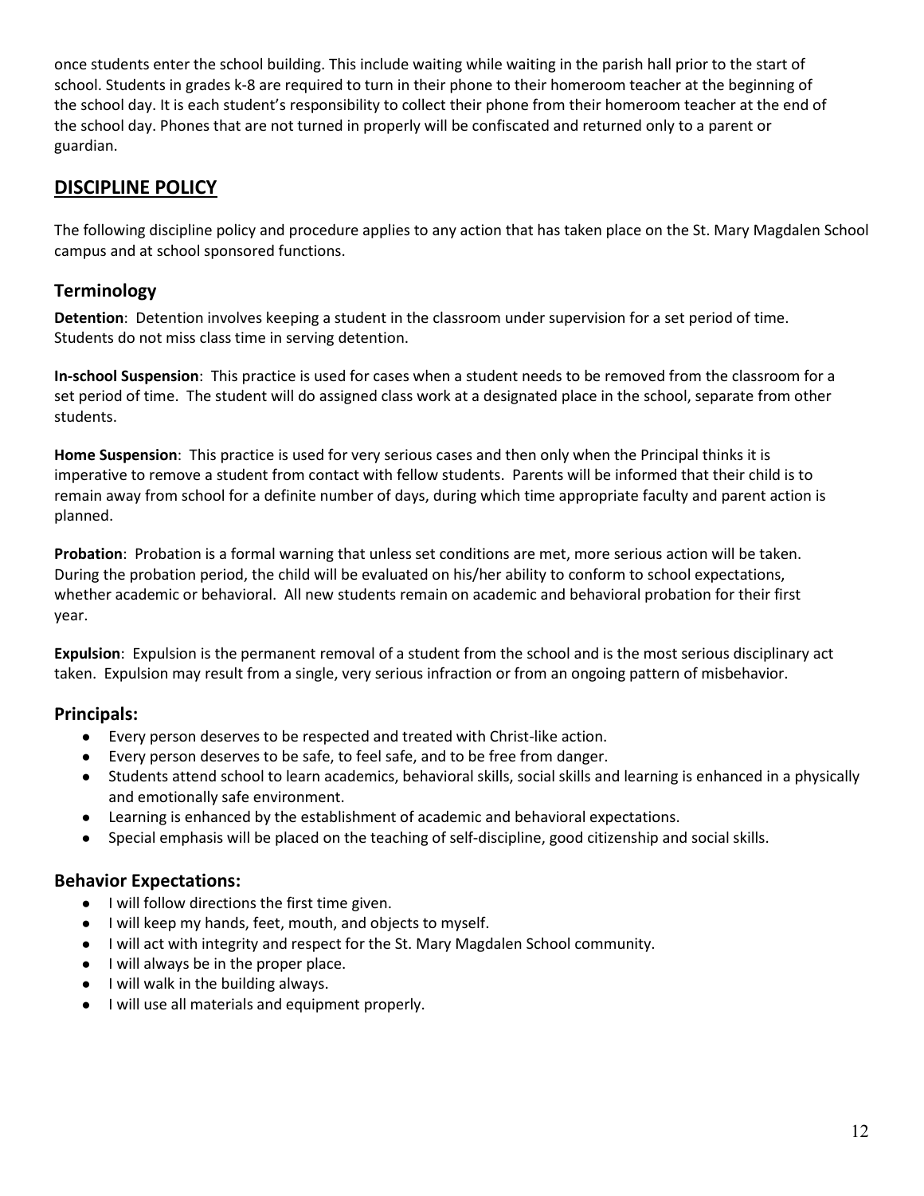once students enter the school building. This include waiting while waiting in the parish hall prior to the start of school. Students in grades k-8 are required to turn in their phone to their homeroom teacher at the beginning of the school day. It is each student's responsibility to collect their phone from their homeroom teacher at the end of the school day. Phones that are not turned in properly will be confiscated and returned only to a parent or guardian.

## DISCIPLINE POLICY

The following discipline policy and procedure applies to any action that has taken place on the St. Mary Magdalen School campus and at school sponsored functions.

### Terminology

**Detention**: Detention involves keeping a student in the classroom under supervision for a set period of time. Students do not miss class time in serving detention.

**In-school Suspension**: This practice is used for cases when a student needs to be removed from the classroom for a set period of time. The student will do assigned class work at a designated place in the school, separate from other students.

**Home Suspension**: This practice is used for very serious cases and then only when the Principal thinks it is imperative to remove a student from contact with fellow students. Parents will be informed that their child is to remain away from school for a definite number of days, during which time appropriate faculty and parent action is planned.

**Probation**: Probation is a formal warning that unless set conditions are met, more serious action will be taken. During the probation period, the child will be evaluated on his/her ability to conform to school expectations, whether academic or behavioral. All new students remain on academic and behavioral probation for their first year.

**Expulsion**: Expulsion is the permanent removal of a student from the school and is the most serious disciplinary act taken. Expulsion may result from a single, very serious infraction or from an ongoing pattern of misbehavior.

### Principals:

- Every person deserves to be respected and treated with Christ-like action.
- Every person deserves to be safe, to feel safe, and to be free from danger.
- Students attend school to learn academics, behavioral skills, social skills and learning is enhanced in a physically and emotionally safe environment.
- Learning is enhanced by the establishment of academic and behavioral expectations.
- Special emphasis will be placed on the teaching of self-discipline, good citizenship and social skills.

### Behavior Expectations:

- I will follow directions the first time given.
- I will keep my hands, feet, mouth, and objects to myself.
- I will act with integrity and respect for the St. Mary Magdalen School community.
- I will always be in the proper place.
- I will walk in the building always.
- I will use all materials and equipment properly.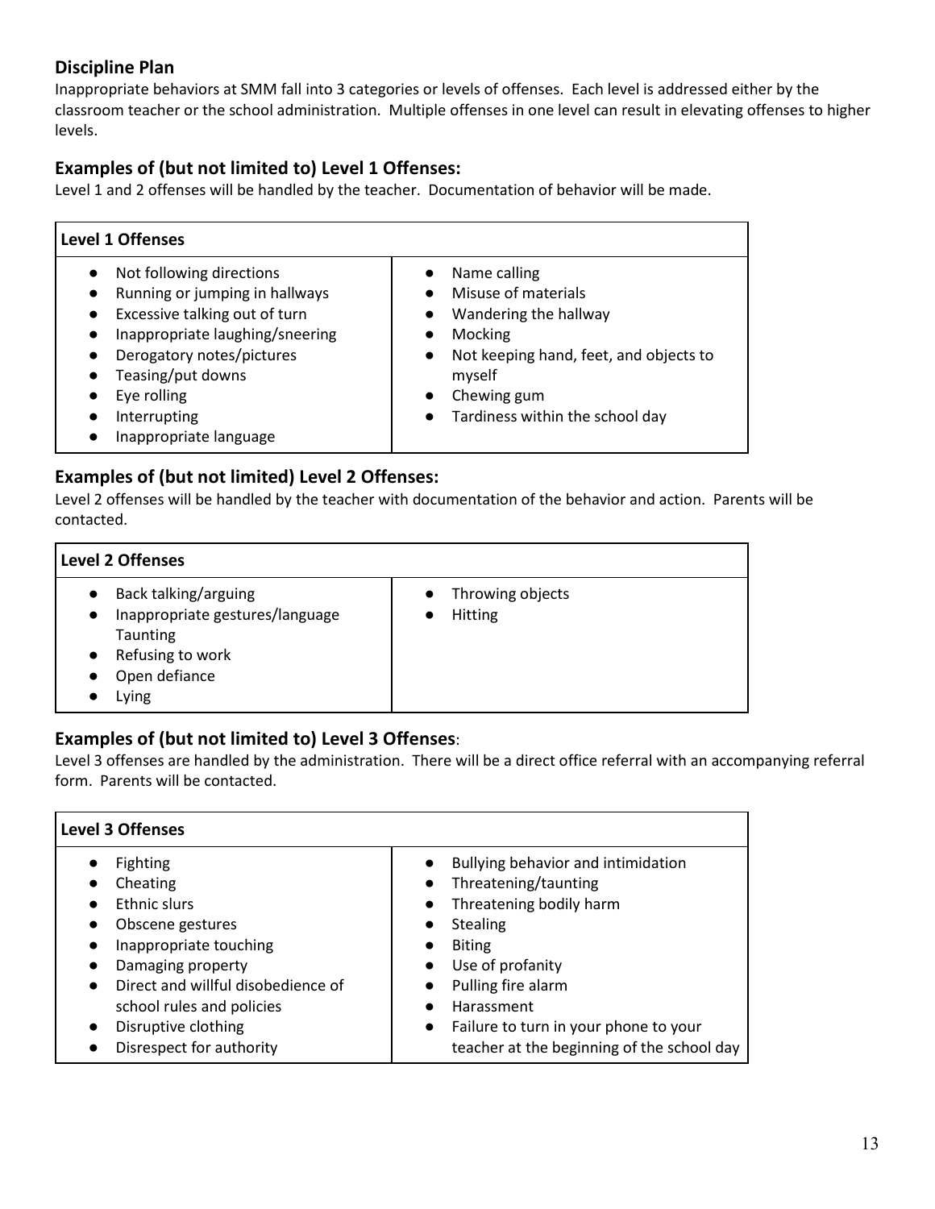## Discipline Plan

Inappropriate behaviors at SMM fall into 3 categories or levels of offenses. Each level is addressed either by the classroom teacher or the school administration. Multiple offenses in one level can result in elevating offenses to higher levels.

### Examples of (but not limited to) Level 1 Offenses:

Level 1 and 2 offenses will be handled by the teacher. Documentation of behavior will be made.

| Level 1 Offenses | |
|---|---|
| • Not following directions<br>• Running or jumping in hallways<br>• Excessive talking out of turn<br>• Inappropriate laughing/sneering<br>• Derogatory notes/pictures<br>• Teasing/put downs<br>• Eye rolling<br>• Interrupting<br>• Inappropriate language | • Name calling<br>• Misuse of materials<br>• Wandering the hallway<br>• Mocking<br>• Not keeping hand, feet, and objects to myself<br>• Chewing gum<br>• Tardiness within the school day |

### Examples of (but not limited) Level 2 Offenses:

Level 2 offenses will be handled by the teacher with documentation of the behavior and action. Parents will be contacted.

| Level 2 Offenses | |
|---|---|
| • Back talking/arguing<br>• Inappropriate gestures/language Taunting<br>• Refusing to work<br>• Open defiance<br>• Lying | • Throwing objects<br>• Hitting |

### Examples of (but not limited to) Level 3 Offenses:

Level 3 offenses are handled by the administration. There will be a direct office referral with an accompanying referral form. Parents will be contacted.

| Level 3 Offenses | |
|---|---|
| • Fighting<br>• Cheating<br>• Ethnic slurs<br>• Obscene gestures<br>• Inappropriate touching<br>• Damaging property<br>• Direct and willful disobedience of school rules and policies<br>• Disruptive clothing<br>• Disrespect for authority | • Bullying behavior and intimidation<br>• Threatening/taunting<br>• Threatening bodily harm<br>• Stealing<br>• Biting<br>• Use of profanity<br>• Pulling fire alarm<br>• Harassment<br>• Failure to turn in your phone to your teacher at the beginning of the school day |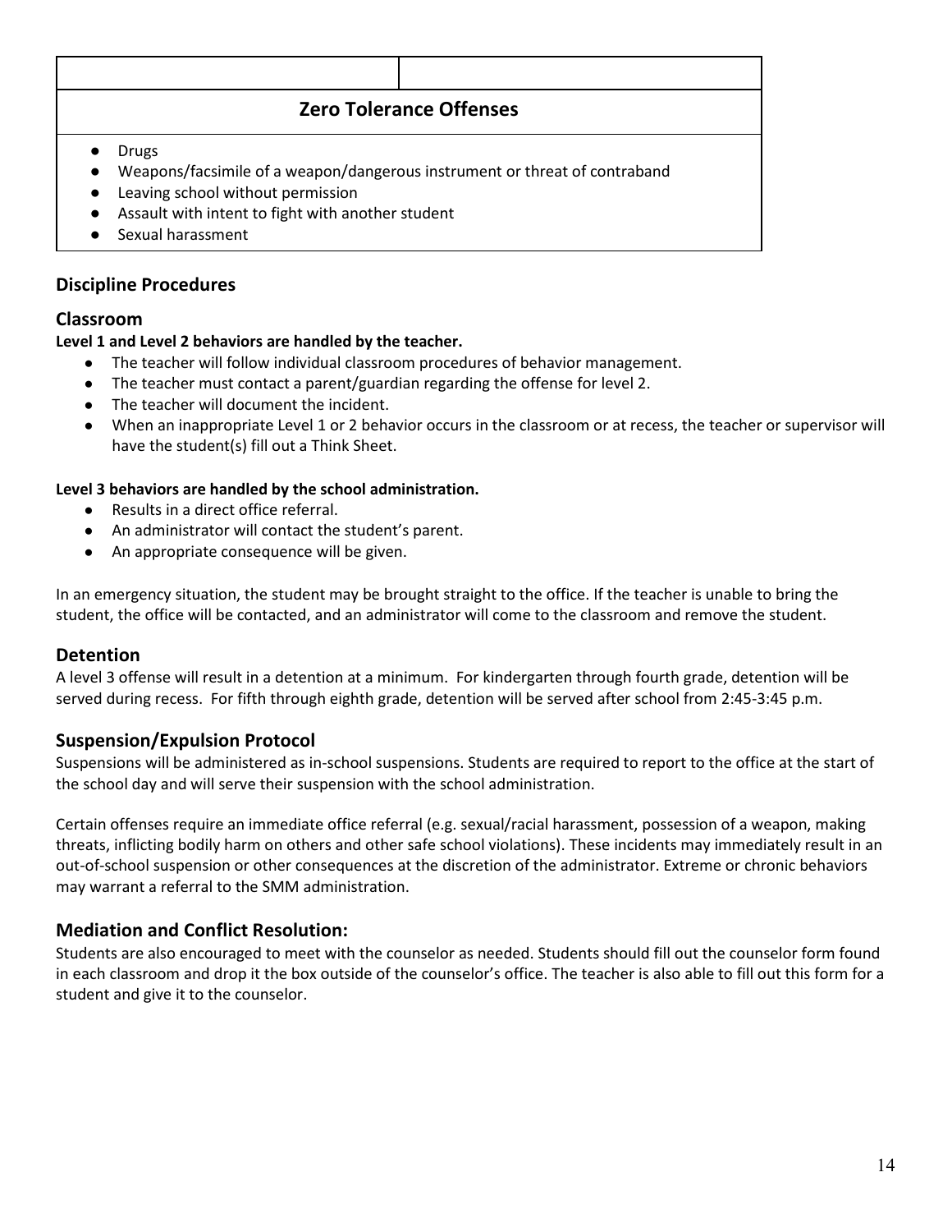| | |
|---|---|
| **Zero Tolerance Offenses** | |
| <ul><li>Drugs</li><li>Weapons/facsimile of a weapon/dangerous instrument or threat of contraband</li><li>Leaving school without permission</li><li>Assault with intent to fight with another student</li><li>Sexual harassment</li></ul> | |

## Discipline Procedures

### Classroom

**Level 1 and Level 2 behaviors are handled by the teacher.**

- The teacher will follow individual classroom procedures of behavior management.
- The teacher must contact a parent/guardian regarding the offense for level 2.
- The teacher will document the incident.
- When an inappropriate Level 1 or 2 behavior occurs in the classroom or at recess, the teacher or supervisor will have the student(s) fill out a Think Sheet.

**Level 3 behaviors are handled by the school administration.**

- Results in a direct office referral.
- An administrator will contact the student's parent.
- An appropriate consequence will be given.

In an emergency situation, the student may be brought straight to the office. If the teacher is unable to bring the student, the office will be contacted, and an administrator will come to the classroom and remove the student.

### Detention

A level 3 offense will result in a detention at a minimum. For kindergarten through fourth grade, detention will be served during recess. For fifth through eighth grade, detention will be served after school from 2:45-3:45 p.m.

### Suspension/Expulsion Protocol

Suspensions will be administered as in-school suspensions. Students are required to report to the office at the start of the school day and will serve their suspension with the school administration.

Certain offenses require an immediate office referral (e.g. sexual/racial harassment, possession of a weapon, making threats, inflicting bodily harm on others and other safe school violations). These incidents may immediately result in an out-of-school suspension or other consequences at the discretion of the administrator. Extreme or chronic behaviors may warrant a referral to the SMM administration.

### Mediation and Conflict Resolution:

Students are also encouraged to meet with the counselor as needed. Students should fill out the counselor form found in each classroom and drop it the box outside of the counselor's office. The teacher is also able to fill out this form for a student and give it to the counselor.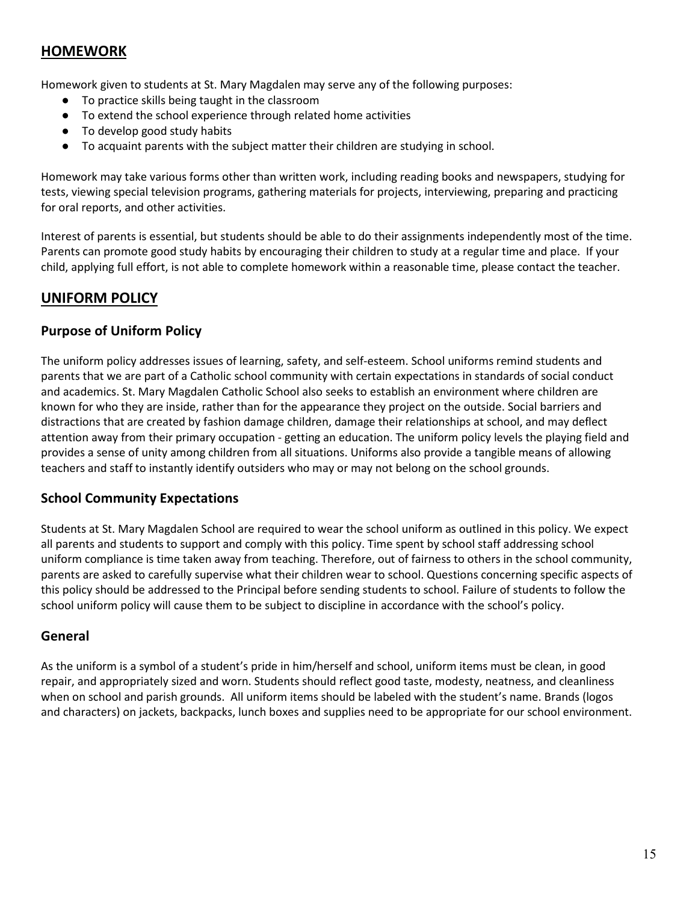## HOMEWORK

Homework given to students at St. Mary Magdalen may serve any of the following purposes:

- To practice skills being taught in the classroom
- To extend the school experience through related home activities
- To develop good study habits
- To acquaint parents with the subject matter their children are studying in school.

Homework may take various forms other than written work, including reading books and newspapers, studying for tests, viewing special television programs, gathering materials for projects, interviewing, preparing and practicing for oral reports, and other activities.

Interest of parents is essential, but students should be able to do their assignments independently most of the time. Parents can promote good study habits by encouraging their children to study at a regular time and place. If your child, applying full effort, is not able to complete homework within a reasonable time, please contact the teacher.

## UNIFORM POLICY

### Purpose of Uniform Policy

The uniform policy addresses issues of learning, safety, and self-esteem. School uniforms remind students and parents that we are part of a Catholic school community with certain expectations in standards of social conduct and academics. St. Mary Magdalen Catholic School also seeks to establish an environment where children are known for who they are inside, rather than for the appearance they project on the outside. Social barriers and distractions that are created by fashion damage children, damage their relationships at school, and may deflect attention away from their primary occupation - getting an education. The uniform policy levels the playing field and provides a sense of unity among children from all situations. Uniforms also provide a tangible means of allowing teachers and staff to instantly identify outsiders who may or may not belong on the school grounds.

### School Community Expectations

Students at St. Mary Magdalen School are required to wear the school uniform as outlined in this policy. We expect all parents and students to support and comply with this policy. Time spent by school staff addressing school uniform compliance is time taken away from teaching. Therefore, out of fairness to others in the school community, parents are asked to carefully supervise what their children wear to school. Questions concerning specific aspects of this policy should be addressed to the Principal before sending students to school. Failure of students to follow the school uniform policy will cause them to be subject to discipline in accordance with the school's policy.

### General

As the uniform is a symbol of a student's pride in him/herself and school, uniform items must be clean, in good repair, and appropriately sized and worn. Students should reflect good taste, modesty, neatness, and cleanliness when on school and parish grounds. All uniform items should be labeled with the student's name. Brands (logos and characters) on jackets, backpacks, lunch boxes and supplies need to be appropriate for our school environment.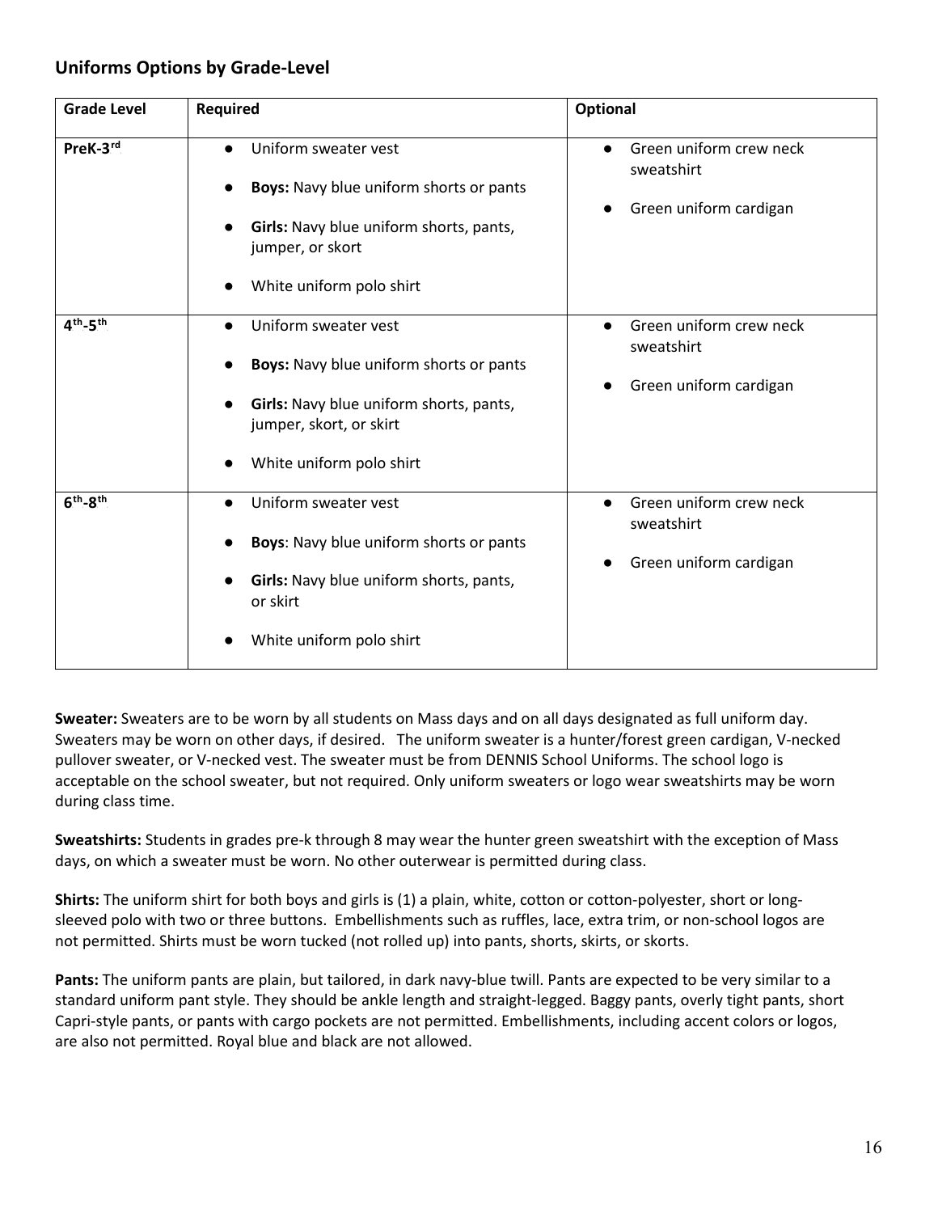## Uniforms Options by Grade-Level

| Grade Level | Required | Optional |
|---|---|---|
| PreK-3rd | • Uniform sweater vest<br>• **Boys:** Navy blue uniform shorts or pants<br>• **Girls:** Navy blue uniform shorts, pants, jumper, or skort<br>• White uniform polo shirt | • Green uniform crew neck sweatshirt<br>• Green uniform cardigan |
| 4th-5th | • Uniform sweater vest<br>• **Boys:** Navy blue uniform shorts or pants<br>• **Girls:** Navy blue uniform shorts, pants, jumper, skort, or skirt<br>• White uniform polo shirt | • Green uniform crew neck sweatshirt<br>• Green uniform cardigan |
| 6th-8th | • Uniform sweater vest<br>• **Boys**: Navy blue uniform shorts or pants<br>• **Girls:** Navy blue uniform shorts, pants, or skirt<br>• White uniform polo shirt | • Green uniform crew neck sweatshirt<br>• Green uniform cardigan |

**Sweater:** Sweaters are to be worn by all students on Mass days and on all days designated as full uniform day. Sweaters may be worn on other days, if desired. The uniform sweater is a hunter/forest green cardigan, V-necked pullover sweater, or V-necked vest. The sweater must be from DENNIS School Uniforms. The school logo is acceptable on the school sweater, but not required. Only uniform sweaters or logo wear sweatshirts may be worn during class time.

**Sweatshirts:** Students in grades pre-k through 8 may wear the hunter green sweatshirt with the exception of Mass days, on which a sweater must be worn. No other outerwear is permitted during class.

**Shirts:** The uniform shirt for both boys and girls is (1) a plain, white, cotton or cotton-polyester, short or long-sleeved polo with two or three buttons. Embellishments such as ruffles, lace, extra trim, or non-school logos are not permitted. Shirts must be worn tucked (not rolled up) into pants, shorts, skirts, or skorts.

**Pants:** The uniform pants are plain, but tailored, in dark navy-blue twill. Pants are expected to be very similar to a standard uniform pant style. They should be ankle length and straight-legged. Baggy pants, overly tight pants, short Capri-style pants, or pants with cargo pockets are not permitted. Embellishments, including accent colors or logos, are also not permitted. Royal blue and black are not allowed.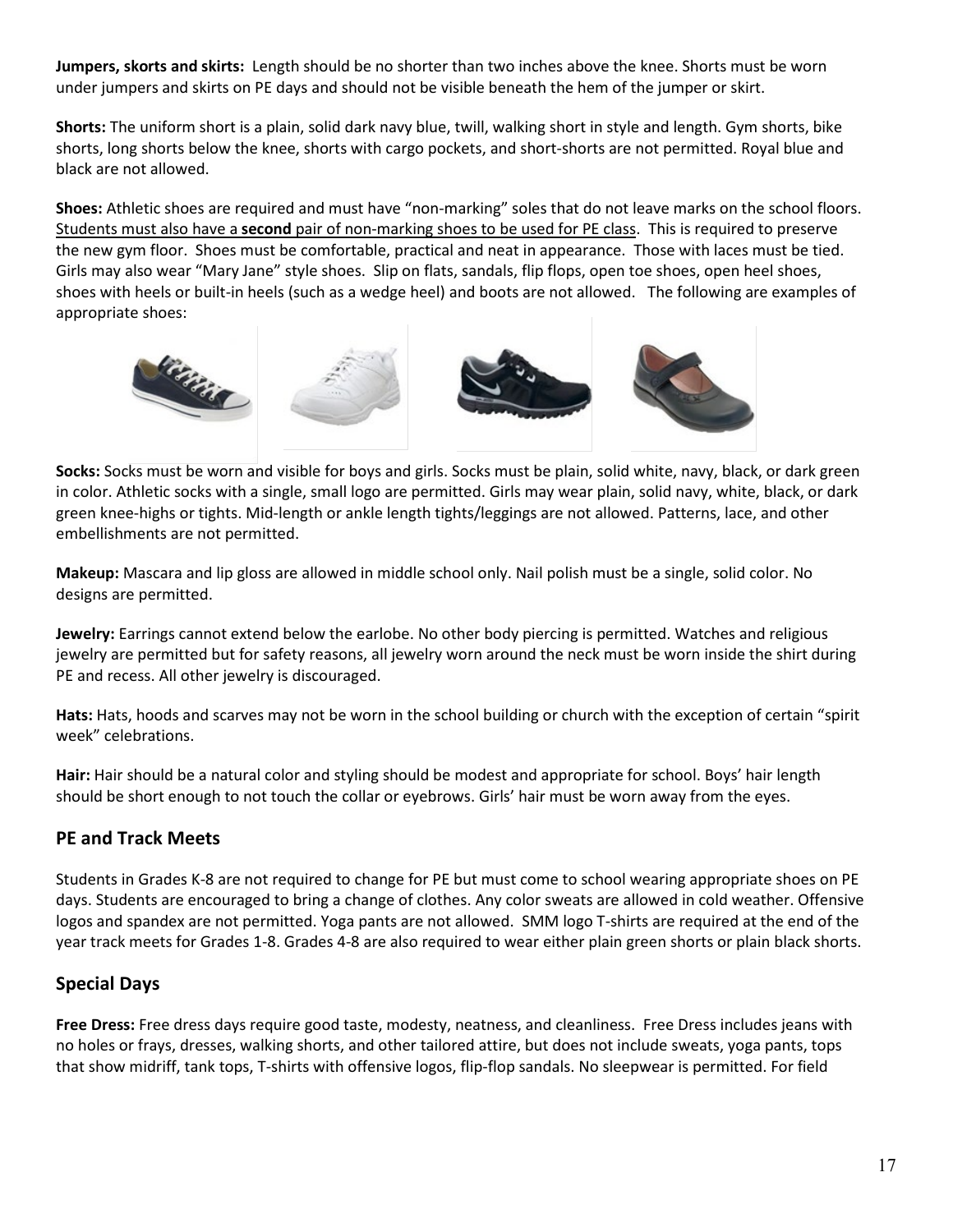**Jumpers, skorts and skirts:** Length should be no shorter than two inches above the knee. Shorts must be worn under jumpers and skirts on PE days and should not be visible beneath the hem of the jumper or skirt.

**Shorts:** The uniform short is a plain, solid dark navy blue, twill, walking short in style and length. Gym shorts, bike shorts, long shorts below the knee, shorts with cargo pockets, and short-shorts are not permitted. Royal blue and black are not allowed.

**Shoes:** Athletic shoes are required and must have "non-marking" soles that do not leave marks on the school floors. Students must also have a **second** pair of non-marking shoes to be used for PE class. This is required to preserve the new gym floor. Shoes must be comfortable, practical and neat in appearance. Those with laces must be tied. Girls may also wear "Mary Jane" style shoes. Slip on flats, sandals, flip flops, open toe shoes, open heel shoes, shoes with heels or built-in heels (such as a wedge heel) and boots are not allowed. The following are examples of appropriate shoes:

**Socks:** Socks must be worn and visible for boys and girls. Socks must be plain, solid white, navy, black, or dark green in color. Athletic socks with a single, small logo are permitted. Girls may wear plain, solid navy, white, black, or dark green knee-highs or tights. Mid-length or ankle length tights/leggings are not allowed. Patterns, lace, and other embellishments are not permitted.

**Makeup:** Mascara and lip gloss are allowed in middle school only. Nail polish must be a single, solid color. No designs are permitted.

**Jewelry:** Earrings cannot extend below the earlobe. No other body piercing is permitted. Watches and religious jewelry are permitted but for safety reasons, all jewelry worn around the neck must be worn inside the shirt during PE and recess. All other jewelry is discouraged.

**Hats:** Hats, hoods and scarves may not be worn in the school building or church with the exception of certain "spirit week" celebrations.

**Hair:** Hair should be a natural color and styling should be modest and appropriate for school. Boys' hair length should be short enough to not touch the collar or eyebrows. Girls' hair must be worn away from the eyes.

## PE and Track Meets

Students in Grades K-8 are not required to change for PE but must come to school wearing appropriate shoes on PE days. Students are encouraged to bring a change of clothes. Any color sweats are allowed in cold weather. Offensive logos and spandex are not permitted. Yoga pants are not allowed. SMM logo T-shirts are required at the end of the year track meets for Grades 1-8. Grades 4-8 are also required to wear either plain green shorts or plain black shorts.

## Special Days

**Free Dress:** Free dress days require good taste, modesty, neatness, and cleanliness. Free Dress includes jeans with no holes or frays, dresses, walking shorts, and other tailored attire, but does not include sweats, yoga pants, tops that show midriff, tank tops, T-shirts with offensive logos, flip-flop sandals. No sleepwear is permitted. For field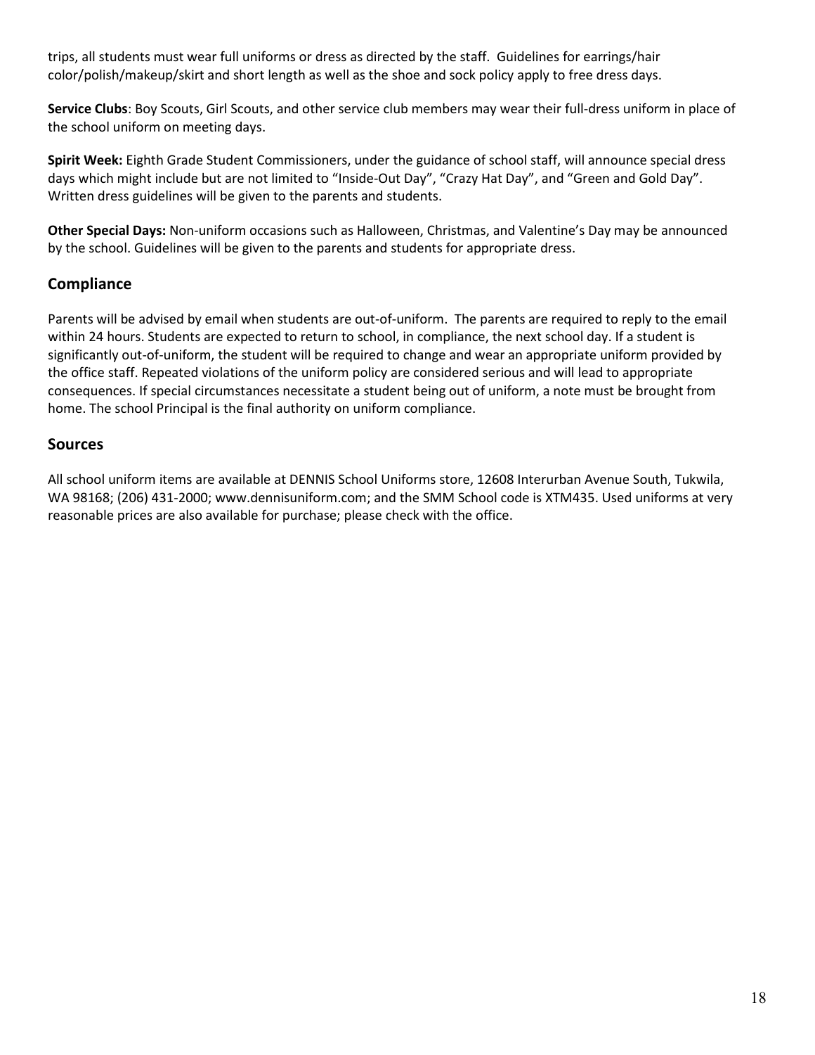trips, all students must wear full uniforms or dress as directed by the staff. Guidelines for earrings/hair color/polish/makeup/skirt and short length as well as the shoe and sock policy apply to free dress days.

**Service Clubs**: Boy Scouts, Girl Scouts, and other service club members may wear their full-dress uniform in place of the school uniform on meeting days.

**Spirit Week:** Eighth Grade Student Commissioners, under the guidance of school staff, will announce special dress days which might include but are not limited to "Inside-Out Day", "Crazy Hat Day", and "Green and Gold Day". Written dress guidelines will be given to the parents and students.

**Other Special Days:** Non-uniform occasions such as Halloween, Christmas, and Valentine's Day may be announced by the school. Guidelines will be given to the parents and students for appropriate dress.

## Compliance

Parents will be advised by email when students are out-of-uniform. The parents are required to reply to the email within 24 hours. Students are expected to return to school, in compliance, the next school day. If a student is significantly out-of-uniform, the student will be required to change and wear an appropriate uniform provided by the office staff. Repeated violations of the uniform policy are considered serious and will lead to appropriate consequences. If special circumstances necessitate a student being out of uniform, a note must be brought from home. The school Principal is the final authority on uniform compliance.

## Sources

All school uniform items are available at DENNIS School Uniforms store, 12608 Interurban Avenue South, Tukwila, WA 98168; (206) 431-2000; www.dennisuniform.com; and the SMM School code is XTM435. Used uniforms at very reasonable prices are also available for purchase; please check with the office.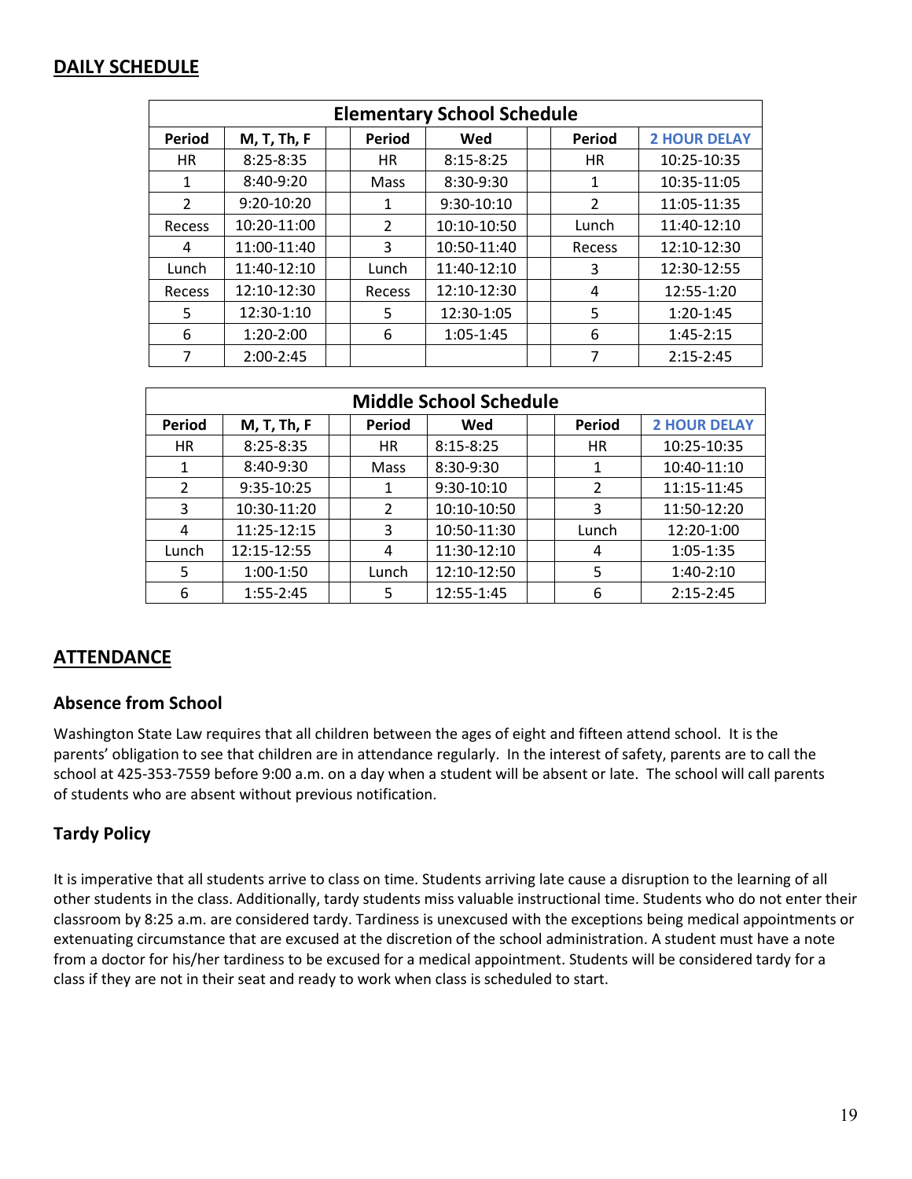## DAILY SCHEDULE

| Elementary School Schedule | | | | | | | |
|---|---|---|---|---|---|---|---|
| **Period** | **M, T, Th, F** | | **Period** | **Wed** | | **Period** | **2 HOUR DELAY** |
| HR | 8:25-8:35 | | HR | 8:15-8:25 | | HR | 10:25-10:35 |
| 1 | 8:40-9:20 | | Mass | 8:30-9:30 | | 1 | 10:35-11:05 |
| 2 | 9:20-10:20 | | 1 | 9:30-10:10 | | 2 | 11:05-11:35 |
| Recess | 10:20-11:00 | | 2 | 10:10-10:50 | | Lunch | 11:40-12:10 |
| 4 | 11:00-11:40 | | 3 | 10:50-11:40 | | Recess | 12:10-12:30 |
| Lunch | 11:40-12:10 | | Lunch | 11:40-12:10 | | 3 | 12:30-12:55 |
| Recess | 12:10-12:30 | | Recess | 12:10-12:30 | | 4 | 12:55-1:20 |
| 5 | 12:30-1:10 | | 5 | 12:30-1:05 | | 5 | 1:20-1:45 |
| 6 | 1:20-2:00 | | 6 | 1:05-1:45 | | 6 | 1:45-2:15 |
| 7 | 2:00-2:45 | | | | | 7 | 2:15-2:45 |

| Middle School Schedule | | | | | | | |
|---|---|---|---|---|---|---|---|
| **Period** | **M, T, Th, F** | | **Period** | **Wed** | | **Period** | **2 HOUR DELAY** |
| HR | 8:25-8:35 | | HR | 8:15-8:25 | | HR | 10:25-10:35 |
| 1 | 8:40-9:30 | | Mass | 8:30-9:30 | | 1 | 10:40-11:10 |
| 2 | 9:35-10:25 | | 1 | 9:30-10:10 | | 2 | 11:15-11:45 |
| 3 | 10:30-11:20 | | 2 | 10:10-10:50 | | 3 | 11:50-12:20 |
| 4 | 11:25-12:15 | | 3 | 10:50-11:30 | | Lunch | 12:20-1:00 |
| Lunch | 12:15-12:55 | | 4 | 11:30-12:10 | | 4 | 1:05-1:35 |
| 5 | 1:00-1:50 | | Lunch | 12:10-12:50 | | 5 | 1:40-2:10 |
| 6 | 1:55-2:45 | | 5 | 12:55-1:45 | | 6 | 2:15-2:45 |

## ATTENDANCE

### Absence from School

Washington State Law requires that all children between the ages of eight and fifteen attend school. It is the parents' obligation to see that children are in attendance regularly. In the interest of safety, parents are to call the school at 425-353-7559 before 9:00 a.m. on a day when a student will be absent or late. The school will call parents of students who are absent without previous notification.

### Tardy Policy

It is imperative that all students arrive to class on time. Students arriving late cause a disruption to the learning of all other students in the class. Additionally, tardy students miss valuable instructional time. Students who do not enter their classroom by 8:25 a.m. are considered tardy. Tardiness is unexcused with the exceptions being medical appointments or extenuating circumstance that are excused at the discretion of the school administration. A student must have a note from a doctor for his/her tardiness to be excused for a medical appointment. Students will be considered tardy for a class if they are not in their seat and ready to work when class is scheduled to start.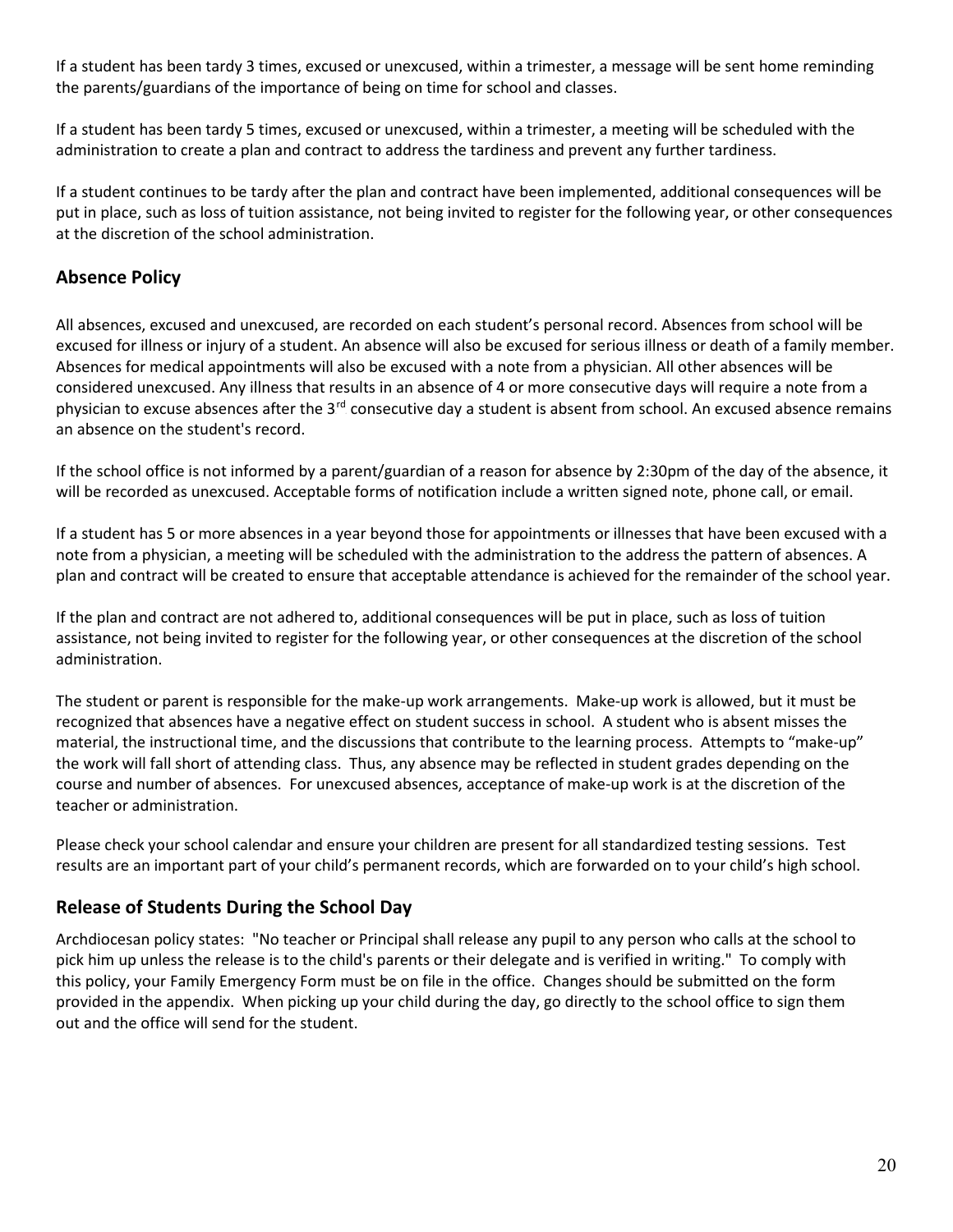If a student has been tardy 3 times, excused or unexcused, within a trimester, a message will be sent home reminding the parents/guardians of the importance of being on time for school and classes.

If a student has been tardy 5 times, excused or unexcused, within a trimester, a meeting will be scheduled with the administration to create a plan and contract to address the tardiness and prevent any further tardiness.

If a student continues to be tardy after the plan and contract have been implemented, additional consequences will be put in place, such as loss of tuition assistance, not being invited to register for the following year, or other consequences at the discretion of the school administration.

## Absence Policy

All absences, excused and unexcused, are recorded on each student's personal record. Absences from school will be excused for illness or injury of a student. An absence will also be excused for serious illness or death of a family member. Absences for medical appointments will also be excused with a note from a physician. All other absences will be considered unexcused. Any illness that results in an absence of 4 or more consecutive days will require a note from a physician to excuse absences after the 3rd consecutive day a student is absent from school. An excused absence remains an absence on the student's record.

If the school office is not informed by a parent/guardian of a reason for absence by 2:30pm of the day of the absence, it will be recorded as unexcused. Acceptable forms of notification include a written signed note, phone call, or email.

If a student has 5 or more absences in a year beyond those for appointments or illnesses that have been excused with a note from a physician, a meeting will be scheduled with the administration to the address the pattern of absences. A plan and contract will be created to ensure that acceptable attendance is achieved for the remainder of the school year.

If the plan and contract are not adhered to, additional consequences will be put in place, such as loss of tuition assistance, not being invited to register for the following year, or other consequences at the discretion of the school administration.

The student or parent is responsible for the make-up work arrangements. Make-up work is allowed, but it must be recognized that absences have a negative effect on student success in school. A student who is absent misses the material, the instructional time, and the discussions that contribute to the learning process. Attempts to "make-up" the work will fall short of attending class. Thus, any absence may be reflected in student grades depending on the course and number of absences. For unexcused absences, acceptance of make-up work is at the discretion of the teacher or administration.

Please check your school calendar and ensure your children are present for all standardized testing sessions. Test results are an important part of your child's permanent records, which are forwarded on to your child's high school.

## Release of Students During the School Day

Archdiocesan policy states: "No teacher or Principal shall release any pupil to any person who calls at the school to pick him up unless the release is to the child's parents or their delegate and is verified in writing." To comply with this policy, your Family Emergency Form must be on file in the office. Changes should be submitted on the form provided in the appendix. When picking up your child during the day, go directly to the school office to sign them out and the office will send for the student.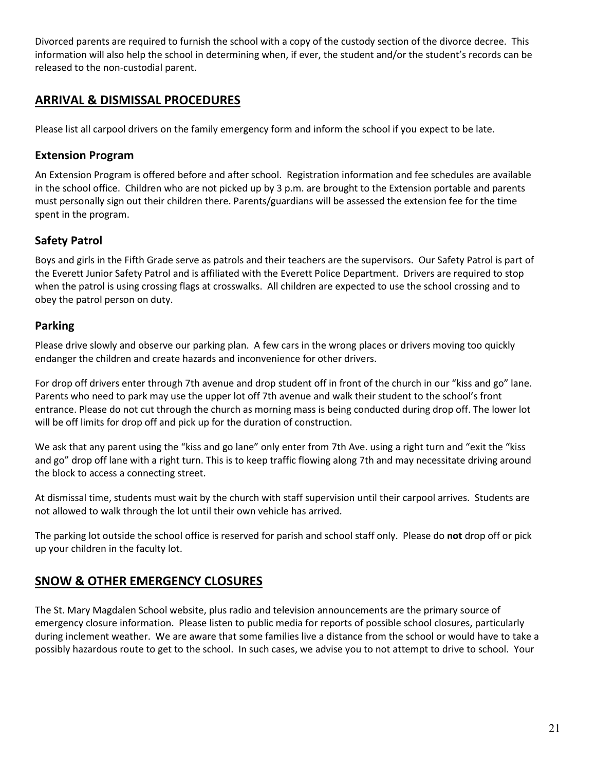Divorced parents are required to furnish the school with a copy of the custody section of the divorce decree. This information will also help the school in determining when, if ever, the student and/or the student's records can be released to the non-custodial parent.

## ARRIVAL & DISMISSAL PROCEDURES

Please list all carpool drivers on the family emergency form and inform the school if you expect to be late.

### Extension Program

An Extension Program is offered before and after school. Registration information and fee schedules are available in the school office. Children who are not picked up by 3 p.m. are brought to the Extension portable and parents must personally sign out their children there. Parents/guardians will be assessed the extension fee for the time spent in the program.

### Safety Patrol

Boys and girls in the Fifth Grade serve as patrols and their teachers are the supervisors. Our Safety Patrol is part of the Everett Junior Safety Patrol and is affiliated with the Everett Police Department. Drivers are required to stop when the patrol is using crossing flags at crosswalks. All children are expected to use the school crossing and to obey the patrol person on duty.

### Parking

Please drive slowly and observe our parking plan. A few cars in the wrong places or drivers moving too quickly endanger the children and create hazards and inconvenience for other drivers.

For drop off drivers enter through 7th avenue and drop student off in front of the church in our "kiss and go" lane. Parents who need to park may use the upper lot off 7th avenue and walk their student to the school's front entrance. Please do not cut through the church as morning mass is being conducted during drop off. The lower lot will be off limits for drop off and pick up for the duration of construction.

We ask that any parent using the "kiss and go lane" only enter from 7th Ave. using a right turn and "exit the "kiss and go" drop off lane with a right turn. This is to keep traffic flowing along 7th and may necessitate driving around the block to access a connecting street.

At dismissal time, students must wait by the church with staff supervision until their carpool arrives. Students are not allowed to walk through the lot until their own vehicle has arrived.

The parking lot outside the school office is reserved for parish and school staff only. Please do **not** drop off or pick up your children in the faculty lot.

## SNOW & OTHER EMERGENCY CLOSURES

The St. Mary Magdalen School website, plus radio and television announcements are the primary source of emergency closure information. Please listen to public media for reports of possible school closures, particularly during inclement weather. We are aware that some families live a distance from the school or would have to take a possibly hazardous route to get to the school. In such cases, we advise you to not attempt to drive to school. Your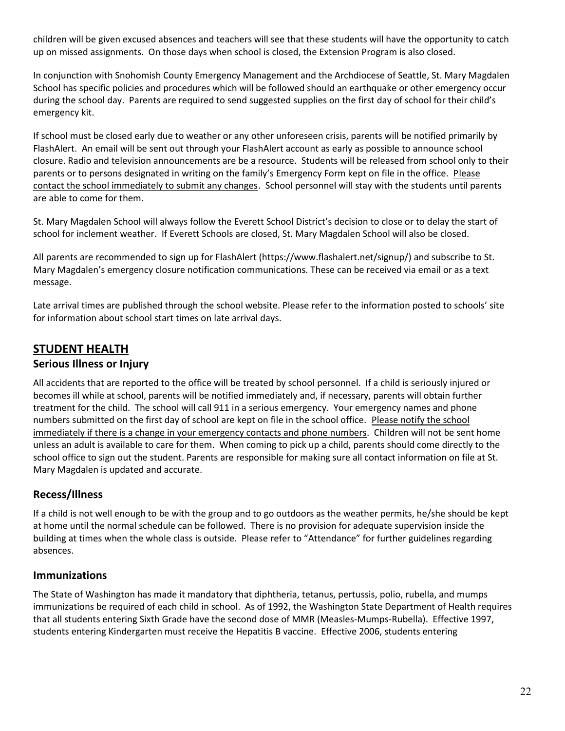children will be given excused absences and teachers will see that these students will have the opportunity to catch up on missed assignments. On those days when school is closed, the Extension Program is also closed.

In conjunction with Snohomish County Emergency Management and the Archdiocese of Seattle, St. Mary Magdalen School has specific policies and procedures which will be followed should an earthquake or other emergency occur during the school day. Parents are required to send suggested supplies on the first day of school for their child's emergency kit.

If school must be closed early due to weather or any other unforeseen crisis, parents will be notified primarily by FlashAlert. An email will be sent out through your FlashAlert account as early as possible to announce school closure. Radio and television announcements are be a resource. Students will be released from school only to their parents or to persons designated in writing on the family's Emergency Form kept on file in the office. Please contact the school immediately to submit any changes. School personnel will stay with the students until parents are able to come for them.

St. Mary Magdalen School will always follow the Everett School District's decision to close or to delay the start of school for inclement weather. If Everett Schools are closed, St. Mary Magdalen School will also be closed.

All parents are recommended to sign up for FlashAlert (https://www.flashalert.net/signup/) and subscribe to St. Mary Magdalen's emergency closure notification communications. These can be received via email or as a text message.

Late arrival times are published through the school website. Please refer to the information posted to schools' site for information about school start times on late arrival days.

## STUDENT HEALTH

### Serious Illness or Injury

All accidents that are reported to the office will be treated by school personnel. If a child is seriously injured or becomes ill while at school, parents will be notified immediately and, if necessary, parents will obtain further treatment for the child. The school will call 911 in a serious emergency. Your emergency names and phone numbers submitted on the first day of school are kept on file in the school office. Please notify the school immediately if there is a change in your emergency contacts and phone numbers. Children will not be sent home unless an adult is available to care for them. When coming to pick up a child, parents should come directly to the school office to sign out the student. Parents are responsible for making sure all contact information on file at St. Mary Magdalen is updated and accurate.

### Recess/Illness

If a child is not well enough to be with the group and to go outdoors as the weather permits, he/she should be kept at home until the normal schedule can be followed. There is no provision for adequate supervision inside the building at times when the whole class is outside. Please refer to "Attendance" for further guidelines regarding absences.

### Immunizations

The State of Washington has made it mandatory that diphtheria, tetanus, pertussis, polio, rubella, and mumps immunizations be required of each child in school. As of 1992, the Washington State Department of Health requires that all students entering Sixth Grade have the second dose of MMR (Measles-Mumps-Rubella). Effective 1997, students entering Kindergarten must receive the Hepatitis B vaccine. Effective 2006, students entering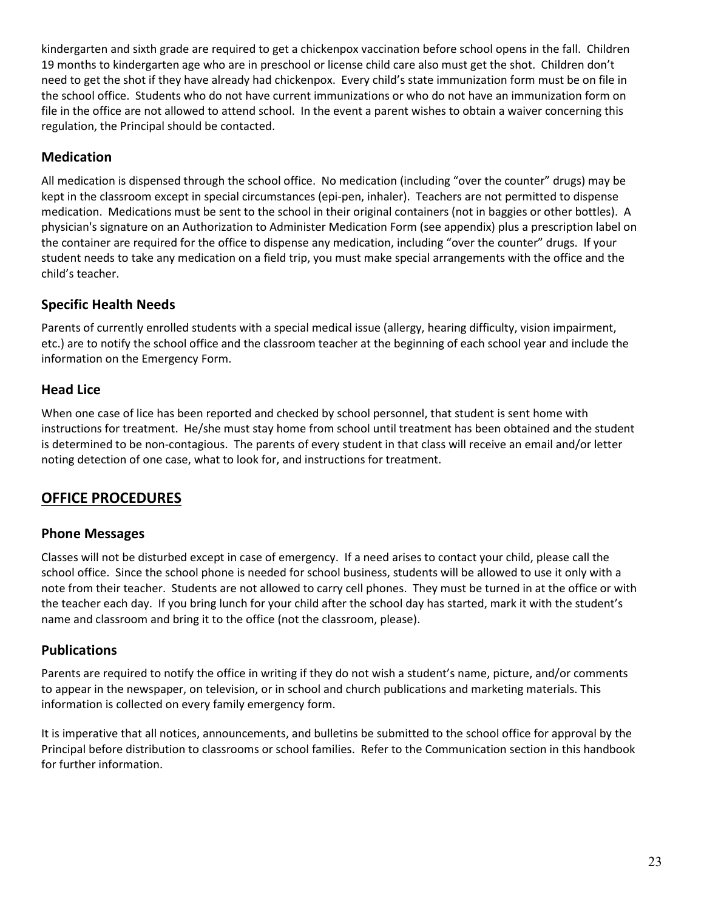kindergarten and sixth grade are required to get a chickenpox vaccination before school opens in the fall. Children 19 months to kindergarten age who are in preschool or license child care also must get the shot. Children don't need to get the shot if they have already had chickenpox. Every child's state immunization form must be on file in the school office. Students who do not have current immunizations or who do not have an immunization form on file in the office are not allowed to attend school. In the event a parent wishes to obtain a waiver concerning this regulation, the Principal should be contacted.

### Medication

All medication is dispensed through the school office. No medication (including "over the counter" drugs) may be kept in the classroom except in special circumstances (epi-pen, inhaler). Teachers are not permitted to dispense medication. Medications must be sent to the school in their original containers (not in baggies or other bottles). A physician's signature on an Authorization to Administer Medication Form (see appendix) plus a prescription label on the container are required for the office to dispense any medication, including "over the counter" drugs. If your student needs to take any medication on a field trip, you must make special arrangements with the office and the child's teacher.

### Specific Health Needs

Parents of currently enrolled students with a special medical issue (allergy, hearing difficulty, vision impairment, etc.) are to notify the school office and the classroom teacher at the beginning of each school year and include the information on the Emergency Form.

### Head Lice

When one case of lice has been reported and checked by school personnel, that student is sent home with instructions for treatment. He/she must stay home from school until treatment has been obtained and the student is determined to be non-contagious. The parents of every student in that class will receive an email and/or letter noting detection of one case, what to look for, and instructions for treatment.

## OFFICE PROCEDURES

### Phone Messages

Classes will not be disturbed except in case of emergency. If a need arises to contact your child, please call the school office. Since the school phone is needed for school business, students will be allowed to use it only with a note from their teacher. Students are not allowed to carry cell phones. They must be turned in at the office or with the teacher each day. If you bring lunch for your child after the school day has started, mark it with the student's name and classroom and bring it to the office (not the classroom, please).

### Publications

Parents are required to notify the office in writing if they do not wish a student's name, picture, and/or comments to appear in the newspaper, on television, or in school and church publications and marketing materials. This information is collected on every family emergency form.

It is imperative that all notices, announcements, and bulletins be submitted to the school office for approval by the Principal before distribution to classrooms or school families. Refer to the Communication section in this handbook for further information.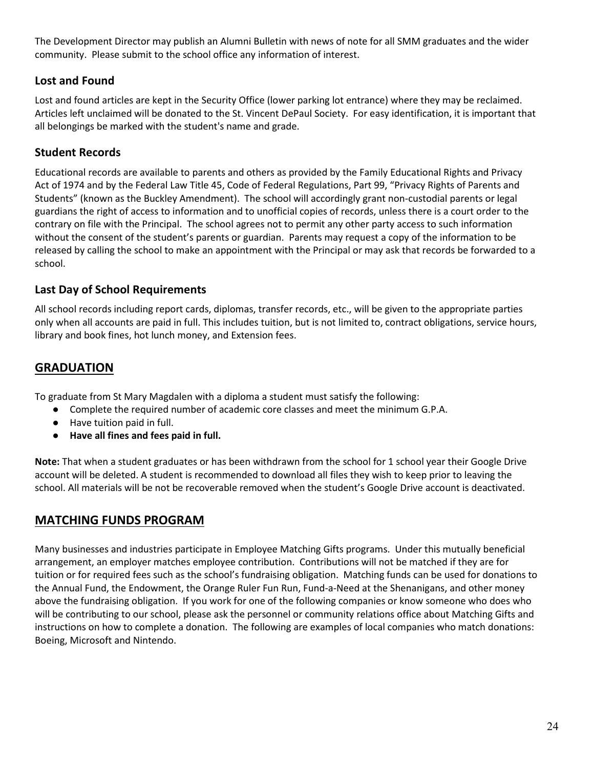The Development Director may publish an Alumni Bulletin with news of note for all SMM graduates and the wider community. Please submit to the school office any information of interest.

### Lost and Found

Lost and found articles are kept in the Security Office (lower parking lot entrance) where they may be reclaimed. Articles left unclaimed will be donated to the St. Vincent DePaul Society. For easy identification, it is important that all belongings be marked with the student's name and grade.

### Student Records

Educational records are available to parents and others as provided by the Family Educational Rights and Privacy Act of 1974 and by the Federal Law Title 45, Code of Federal Regulations, Part 99, "Privacy Rights of Parents and Students" (known as the Buckley Amendment). The school will accordingly grant non-custodial parents or legal guardians the right of access to information and to unofficial copies of records, unless there is a court order to the contrary on file with the Principal. The school agrees not to permit any other party access to such information without the consent of the student's parents or guardian. Parents may request a copy of the information to be released by calling the school to make an appointment with the Principal or may ask that records be forwarded to a school.

### Last Day of School Requirements

All school records including report cards, diplomas, transfer records, etc., will be given to the appropriate parties only when all accounts are paid in full. This includes tuition, but is not limited to, contract obligations, service hours, library and book fines, hot lunch money, and Extension fees.

## GRADUATION

To graduate from St Mary Magdalen with a diploma a student must satisfy the following:

- Complete the required number of academic core classes and meet the minimum G.P.A.
- Have tuition paid in full.
- **Have all fines and fees paid in full.**

**Note:** That when a student graduates or has been withdrawn from the school for 1 school year their Google Drive account will be deleted. A student is recommended to download all files they wish to keep prior to leaving the school. All materials will be not be recoverable removed when the student's Google Drive account is deactivated.

## MATCHING FUNDS PROGRAM

Many businesses and industries participate in Employee Matching Gifts programs. Under this mutually beneficial arrangement, an employer matches employee contribution. Contributions will not be matched if they are for tuition or for required fees such as the school's fundraising obligation. Matching funds can be used for donations to the Annual Fund, the Endowment, the Orange Ruler Fun Run, Fund-a-Need at the Shenanigans, and other money above the fundraising obligation. If you work for one of the following companies or know someone who does who will be contributing to our school, please ask the personnel or community relations office about Matching Gifts and instructions on how to complete a donation. The following are examples of local companies who match donations: Boeing, Microsoft and Nintendo.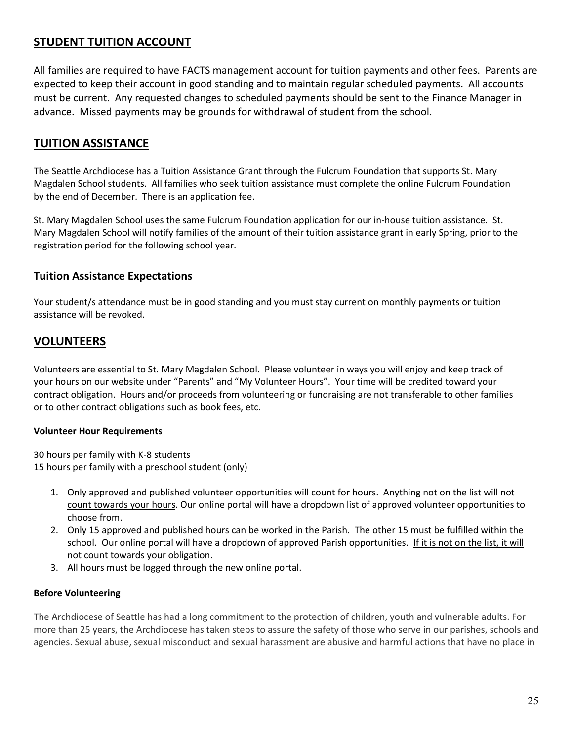## STUDENT TUITION ACCOUNT

All families are required to have FACTS management account for tuition payments and other fees. Parents are expected to keep their account in good standing and to maintain regular scheduled payments. All accounts must be current. Any requested changes to scheduled payments should be sent to the Finance Manager in advance. Missed payments may be grounds for withdrawal of student from the school.

## TUITION ASSISTANCE

The Seattle Archdiocese has a Tuition Assistance Grant through the Fulcrum Foundation that supports St. Mary Magdalen School students. All families who seek tuition assistance must complete the online Fulcrum Foundation by the end of December. There is an application fee.

St. Mary Magdalen School uses the same Fulcrum Foundation application for our in-house tuition assistance. St. Mary Magdalen School will notify families of the amount of their tuition assistance grant in early Spring, prior to the registration period for the following school year.

### Tuition Assistance Expectations

Your student/s attendance must be in good standing and you must stay current on monthly payments or tuition assistance will be revoked.

## VOLUNTEERS

Volunteers are essential to St. Mary Magdalen School. Please volunteer in ways you will enjoy and keep track of your hours on our website under "Parents" and "My Volunteer Hours". Your time will be credited toward your contract obligation. Hours and/or proceeds from volunteering or fundraising are not transferable to other families or to other contract obligations such as book fees, etc.

#### Volunteer Hour Requirements

30 hours per family with K-8 students
15 hours per family with a preschool student (only)

1. Only approved and published volunteer opportunities will count for hours. Anything not on the list will not count towards your hours. Our online portal will have a dropdown list of approved volunteer opportunities to choose from.
2. Only 15 approved and published hours can be worked in the Parish. The other 15 must be fulfilled within the school. Our online portal will have a dropdown of approved Parish opportunities. If it is not on the list, it will not count towards your obligation.
3. All hours must be logged through the new online portal.

#### Before Volunteering

The Archdiocese of Seattle has had a long commitment to the protection of children, youth and vulnerable adults. For more than 25 years, the Archdiocese has taken steps to assure the safety of those who serve in our parishes, schools and agencies. Sexual abuse, sexual misconduct and sexual harassment are abusive and harmful actions that have no place in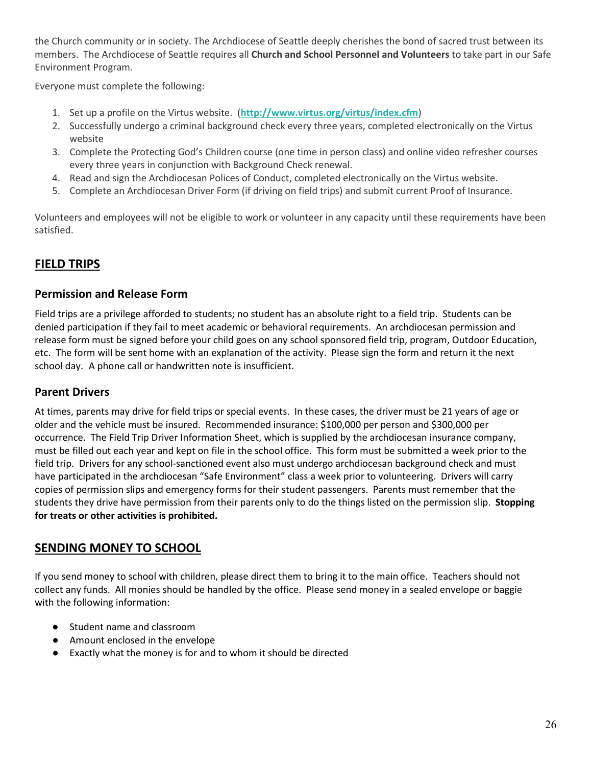the Church community or in society. The Archdiocese of Seattle deeply cherishes the bond of sacred trust between its members. The Archdiocese of Seattle requires all **Church and School Personnel and Volunteers** to take part in our Safe Environment Program.

Everyone must complete the following:

1. Set up a profile on the Virtus website. (**http://www.virtus.org/virtus/index.cfm**)
2. Successfully undergo a criminal background check every three years, completed electronically on the Virtus website
3. Complete the Protecting God's Children course (one time in person class) and online video refresher courses every three years in conjunction with Background Check renewal.
4. Read and sign the Archdiocesan Polices of Conduct, completed electronically on the Virtus website.
5. Complete an Archdiocesan Driver Form (if driving on field trips) and submit current Proof of Insurance.

Volunteers and employees will not be eligible to work or volunteer in any capacity until these requirements have been satisfied.

## FIELD TRIPS

### Permission and Release Form

Field trips are a privilege afforded to students; no student has an absolute right to a field trip. Students can be denied participation if they fail to meet academic or behavioral requirements. An archdiocesan permission and release form must be signed before your child goes on any school sponsored field trip, program, Outdoor Education, etc. The form will be sent home with an explanation of the activity. Please sign the form and return it the next school day. A phone call or handwritten note is insufficient.

### Parent Drivers

At times, parents may drive for field trips or special events. In these cases, the driver must be 21 years of age or older and the vehicle must be insured. Recommended insurance: $100,000 per person and $300,000 per occurrence. The Field Trip Driver Information Sheet, which is supplied by the archdiocesan insurance company, must be filled out each year and kept on file in the school office. This form must be submitted a week prior to the field trip. Drivers for any school-sanctioned event also must undergo archdiocesan background check and must have participated in the archdiocesan "Safe Environment" class a week prior to volunteering. Drivers will carry copies of permission slips and emergency forms for their student passengers. Parents must remember that the students they drive have permission from their parents only to do the things listed on the permission slip. **Stopping for treats or other activities is prohibited.**

## SENDING MONEY TO SCHOOL

If you send money to school with children, please direct them to bring it to the main office. Teachers should not collect any funds. All monies should be handled by the office. Please send money in a sealed envelope or baggie with the following information:

- Student name and classroom
- Amount enclosed in the envelope
- Exactly what the money is for and to whom it should be directed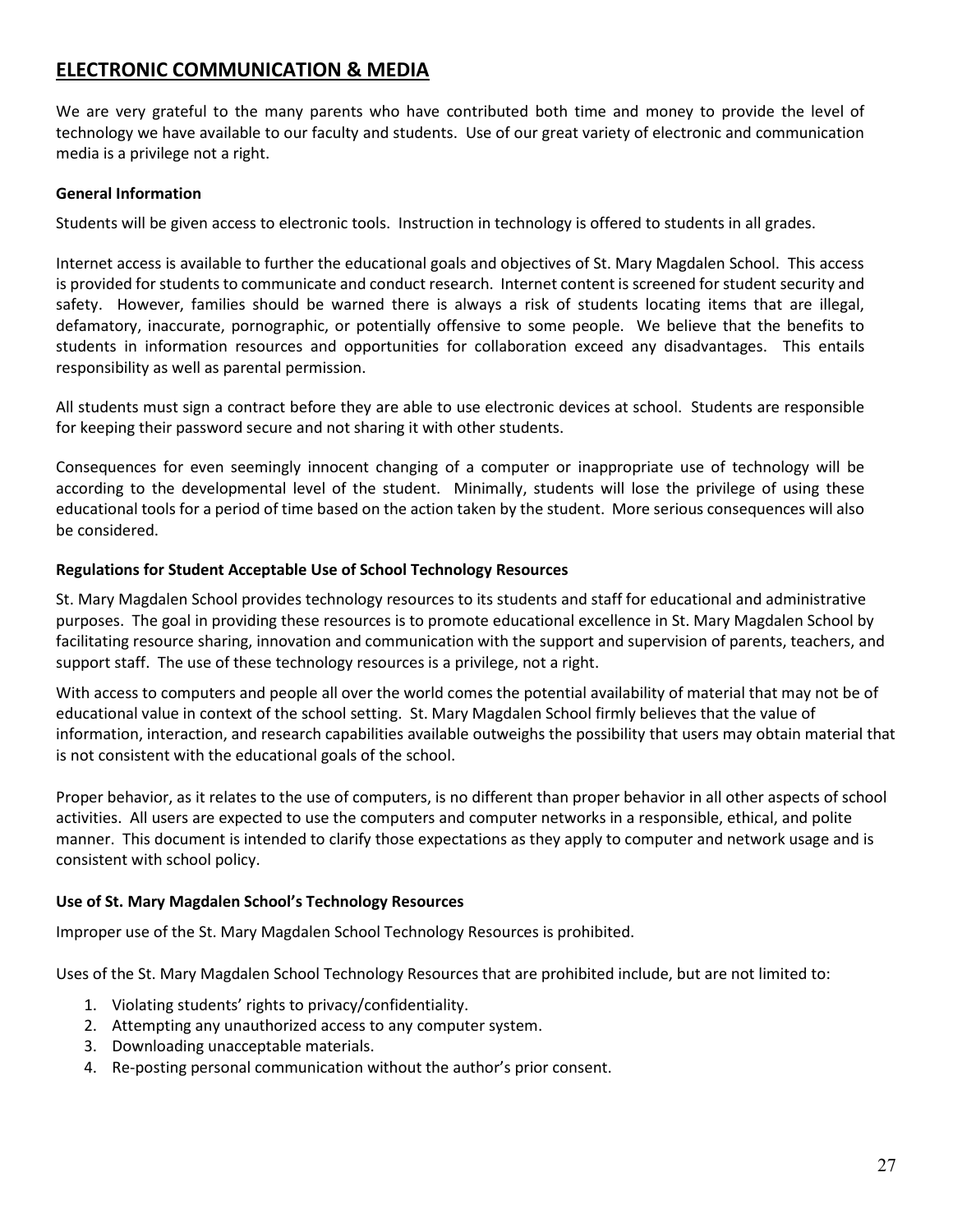## ELECTRONIC COMMUNICATION & MEDIA

We are very grateful to the many parents who have contributed both time and money to provide the level of technology we have available to our faculty and students. Use of our great variety of electronic and communication media is a privilege not a right.

### General Information

Students will be given access to electronic tools. Instruction in technology is offered to students in all grades.

Internet access is available to further the educational goals and objectives of St. Mary Magdalen School. This access is provided for students to communicate and conduct research. Internet content is screened for student security and safety. However, families should be warned there is always a risk of students locating items that are illegal, defamatory, inaccurate, pornographic, or potentially offensive to some people. We believe that the benefits to students in information resources and opportunities for collaboration exceed any disadvantages. This entails responsibility as well as parental permission.

All students must sign a contract before they are able to use electronic devices at school. Students are responsible for keeping their password secure and not sharing it with other students.

Consequences for even seemingly innocent changing of a computer or inappropriate use of technology will be according to the developmental level of the student. Minimally, students will lose the privilege of using these educational tools for a period of time based on the action taken by the student. More serious consequences will also be considered.

### Regulations for Student Acceptable Use of School Technology Resources

St. Mary Magdalen School provides technology resources to its students and staff for educational and administrative purposes. The goal in providing these resources is to promote educational excellence in St. Mary Magdalen School by facilitating resource sharing, innovation and communication with the support and supervision of parents, teachers, and support staff. The use of these technology resources is a privilege, not a right.

With access to computers and people all over the world comes the potential availability of material that may not be of educational value in context of the school setting. St. Mary Magdalen School firmly believes that the value of information, interaction, and research capabilities available outweighs the possibility that users may obtain material that is not consistent with the educational goals of the school.

Proper behavior, as it relates to the use of computers, is no different than proper behavior in all other aspects of school activities. All users are expected to use the computers and computer networks in a responsible, ethical, and polite manner. This document is intended to clarify those expectations as they apply to computer and network usage and is consistent with school policy.

### Use of St. Mary Magdalen School's Technology Resources

Improper use of the St. Mary Magdalen School Technology Resources is prohibited.

Uses of the St. Mary Magdalen School Technology Resources that are prohibited include, but are not limited to:

1. Violating students' rights to privacy/confidentiality.
2. Attempting any unauthorized access to any computer system.
3. Downloading unacceptable materials.
4. Re-posting personal communication without the author's prior consent.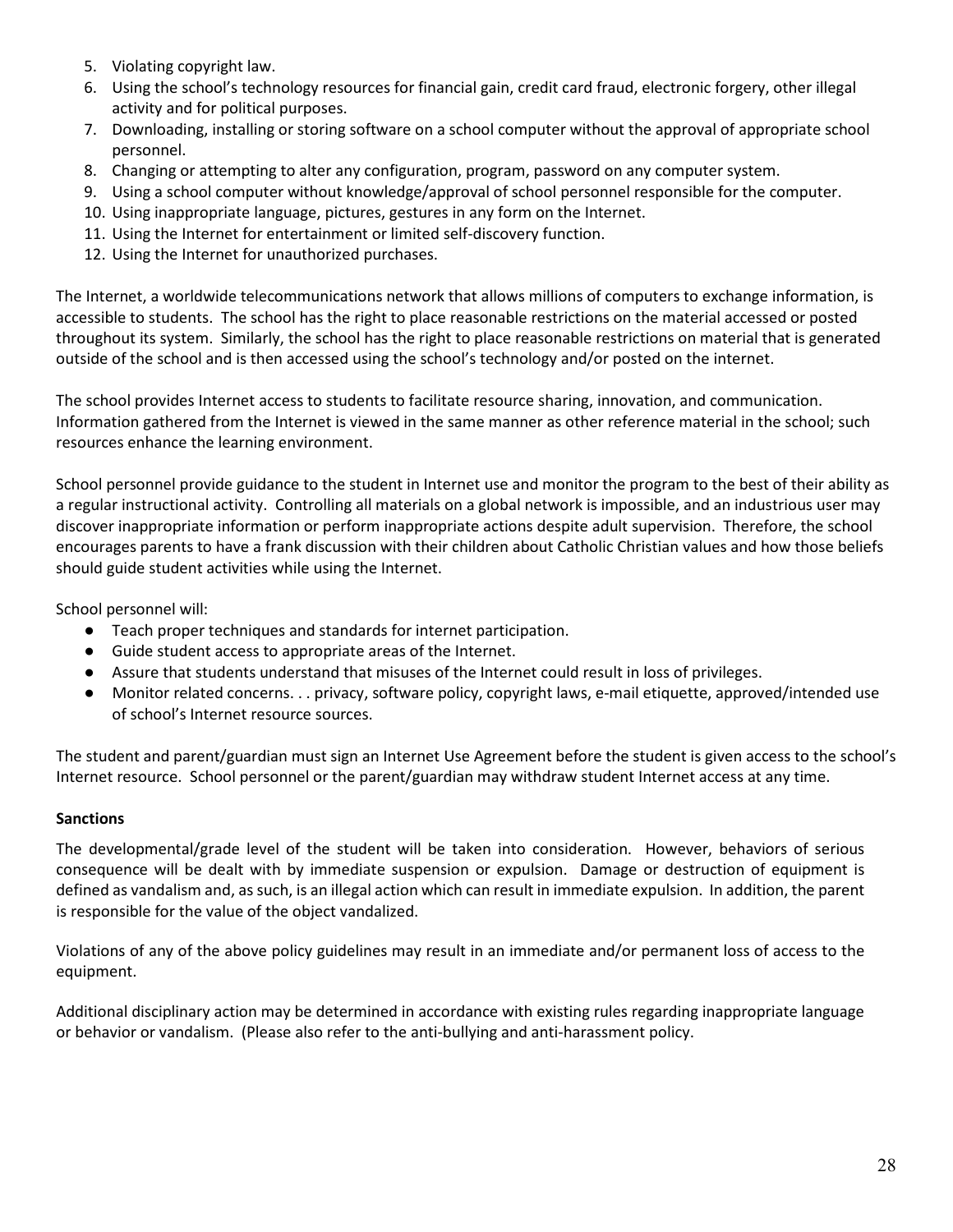5. Violating copyright law.
6. Using the school's technology resources for financial gain, credit card fraud, electronic forgery, other illegal activity and for political purposes.
7. Downloading, installing or storing software on a school computer without the approval of appropriate school personnel.
8. Changing or attempting to alter any configuration, program, password on any computer system.
9. Using a school computer without knowledge/approval of school personnel responsible for the computer.
10. Using inappropriate language, pictures, gestures in any form on the Internet.
11. Using the Internet for entertainment or limited self-discovery function.
12. Using the Internet for unauthorized purchases.

The Internet, a worldwide telecommunications network that allows millions of computers to exchange information, is accessible to students. The school has the right to place reasonable restrictions on the material accessed or posted throughout its system. Similarly, the school has the right to place reasonable restrictions on material that is generated outside of the school and is then accessed using the school's technology and/or posted on the internet.

The school provides Internet access to students to facilitate resource sharing, innovation, and communication. Information gathered from the Internet is viewed in the same manner as other reference material in the school; such resources enhance the learning environment.

School personnel provide guidance to the student in Internet use and monitor the program to the best of their ability as a regular instructional activity. Controlling all materials on a global network is impossible, and an industrious user may discover inappropriate information or perform inappropriate actions despite adult supervision. Therefore, the school encourages parents to have a frank discussion with their children about Catholic Christian values and how those beliefs should guide student activities while using the Internet.

School personnel will:

- Teach proper techniques and standards for internet participation.
- Guide student access to appropriate areas of the Internet.
- Assure that students understand that misuses of the Internet could result in loss of privileges.
- Monitor related concerns. . . privacy, software policy, copyright laws, e-mail etiquette, approved/intended use of school's Internet resource sources.

The student and parent/guardian must sign an Internet Use Agreement before the student is given access to the school's Internet resource. School personnel or the parent/guardian may withdraw student Internet access at any time.

**Sanctions**

The developmental/grade level of the student will be taken into consideration. However, behaviors of serious consequence will be dealt with by immediate suspension or expulsion. Damage or destruction of equipment is defined as vandalism and, as such, is an illegal action which can result in immediate expulsion. In addition, the parent is responsible for the value of the object vandalized.

Violations of any of the above policy guidelines may result in an immediate and/or permanent loss of access to the equipment.

Additional disciplinary action may be determined in accordance with existing rules regarding inappropriate language or behavior or vandalism. (Please also refer to the anti-bullying and anti-harassment policy.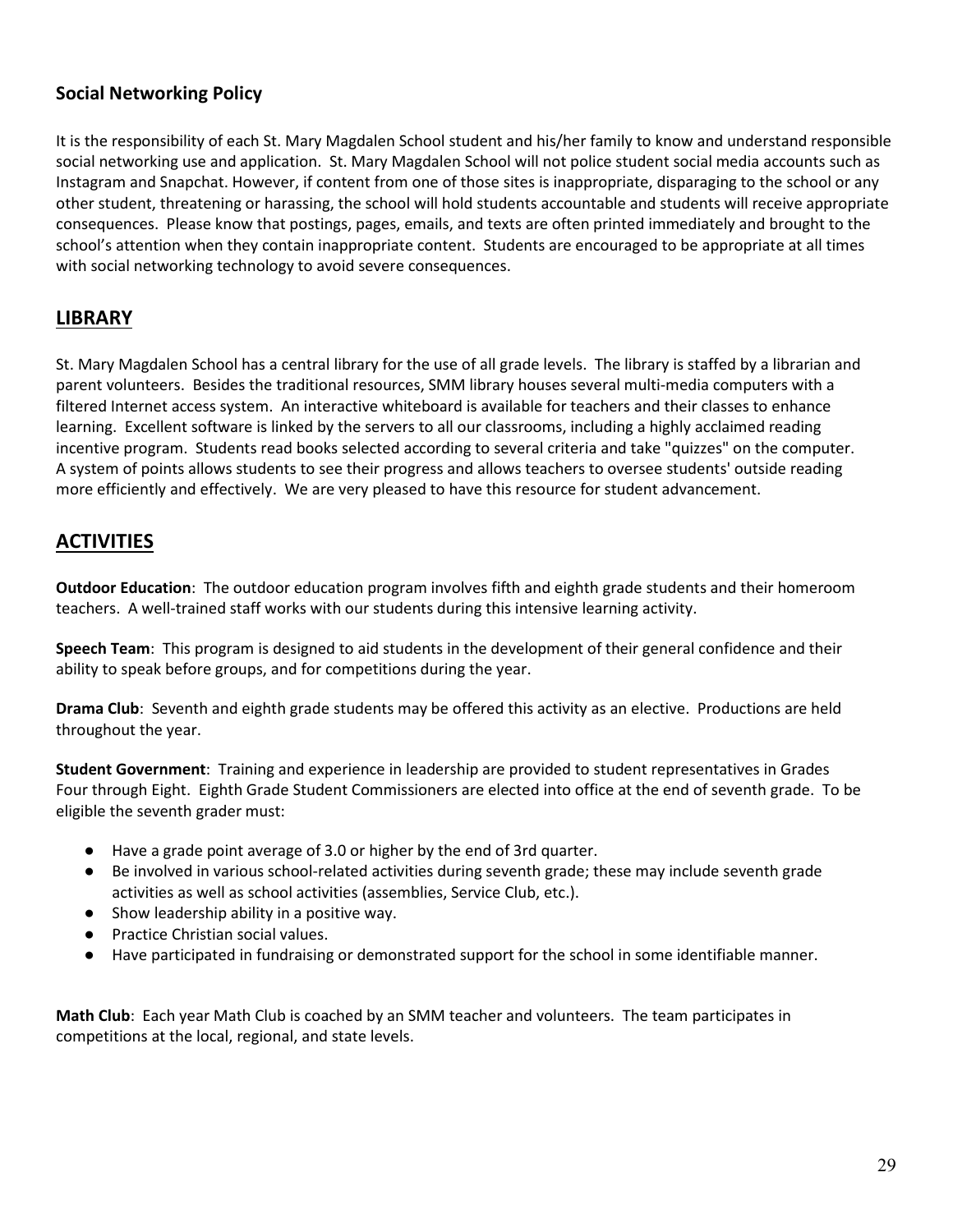### Social Networking Policy

It is the responsibility of each St. Mary Magdalen School student and his/her family to know and understand responsible social networking use and application. St. Mary Magdalen School will not police student social media accounts such as Instagram and Snapchat. However, if content from one of those sites is inappropriate, disparaging to the school or any other student, threatening or harassing, the school will hold students accountable and students will receive appropriate consequences. Please know that postings, pages, emails, and texts are often printed immediately and brought to the school's attention when they contain inappropriate content. Students are encouraged to be appropriate at all times with social networking technology to avoid severe consequences.

## LIBRARY

St. Mary Magdalen School has a central library for the use of all grade levels. The library is staffed by a librarian and parent volunteers. Besides the traditional resources, SMM library houses several multi-media computers with a filtered Internet access system. An interactive whiteboard is available for teachers and their classes to enhance learning. Excellent software is linked by the servers to all our classrooms, including a highly acclaimed reading incentive program. Students read books selected according to several criteria and take "quizzes" on the computer. A system of points allows students to see their progress and allows teachers to oversee students' outside reading more efficiently and effectively. We are very pleased to have this resource for student advancement.

## ACTIVITIES

**Outdoor Education**: The outdoor education program involves fifth and eighth grade students and their homeroom teachers. A well-trained staff works with our students during this intensive learning activity.

**Speech Team**: This program is designed to aid students in the development of their general confidence and their ability to speak before groups, and for competitions during the year.

**Drama Club**: Seventh and eighth grade students may be offered this activity as an elective. Productions are held throughout the year.

**Student Government**: Training and experience in leadership are provided to student representatives in Grades Four through Eight. Eighth Grade Student Commissioners are elected into office at the end of seventh grade. To be eligible the seventh grader must:

- Have a grade point average of 3.0 or higher by the end of 3rd quarter.
- Be involved in various school-related activities during seventh grade; these may include seventh grade activities as well as school activities (assemblies, Service Club, etc.).
- Show leadership ability in a positive way.
- Practice Christian social values.
- Have participated in fundraising or demonstrated support for the school in some identifiable manner.

**Math Club**: Each year Math Club is coached by an SMM teacher and volunteers. The team participates in competitions at the local, regional, and state levels.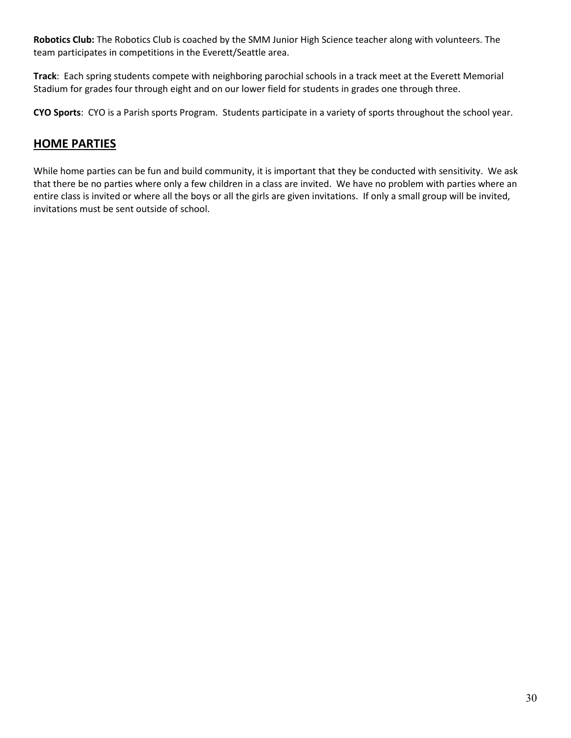**Robotics Club:** The Robotics Club is coached by the SMM Junior High Science teacher along with volunteers. The team participates in competitions in the Everett/Seattle area.

**Track**: Each spring students compete with neighboring parochial schools in a track meet at the Everett Memorial Stadium for grades four through eight and on our lower field for students in grades one through three.

**CYO Sports**: CYO is a Parish sports Program. Students participate in a variety of sports throughout the school year.

## HOME PARTIES

While home parties can be fun and build community, it is important that they be conducted with sensitivity. We ask that there be no parties where only a few children in a class are invited. We have no problem with parties where an entire class is invited or where all the boys or all the girls are given invitations. If only a small group will be invited, invitations must be sent outside of school.